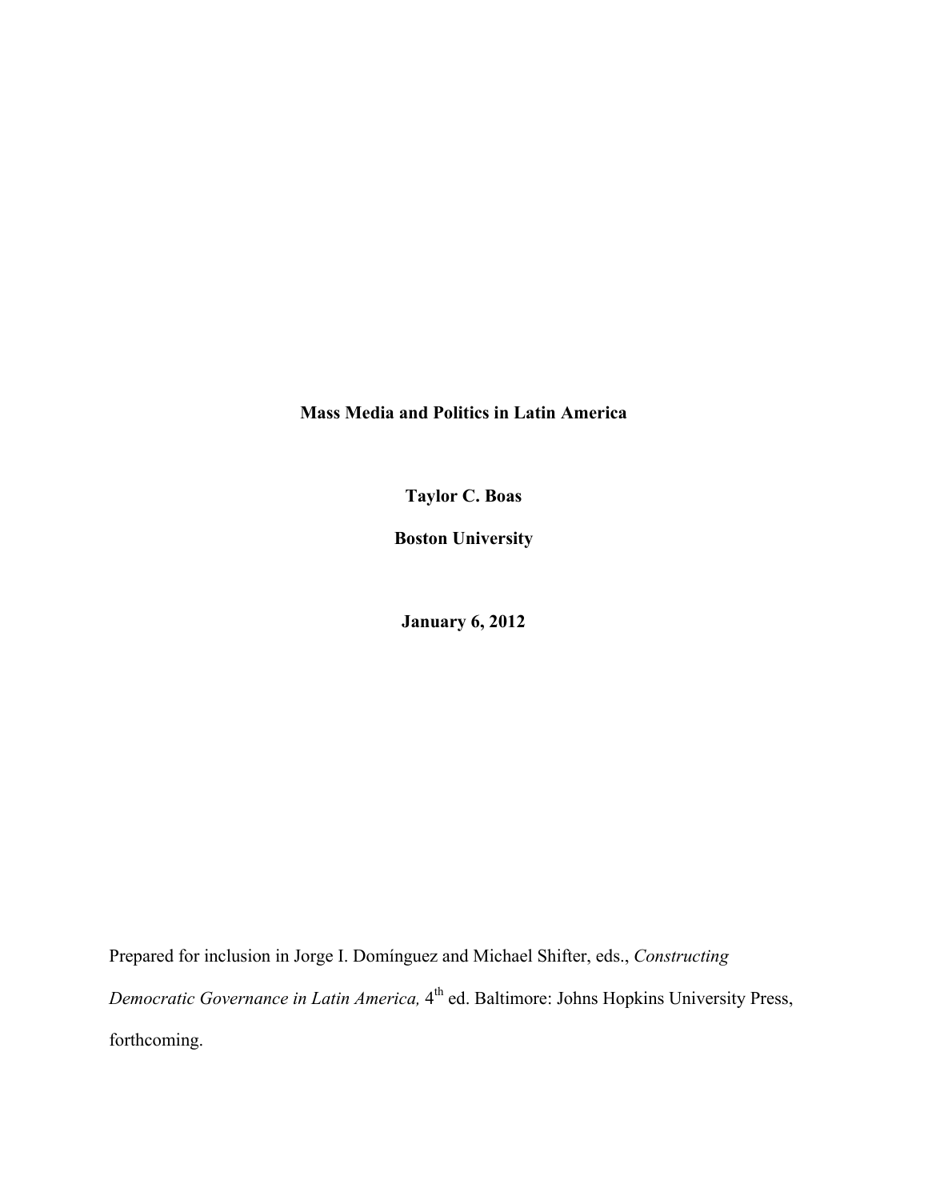# Mass Media and Politics in Latin America

**Taylor C. Boas**

**Boston University**

**January 6, 2012**

Prepared for inclusion in Jorge I. Domínguez and Michael Shifter, eds., *Constructing Democratic Governance in Latin America,* 4th ed. Baltimore: Johns Hopkins University Press, forthcoming.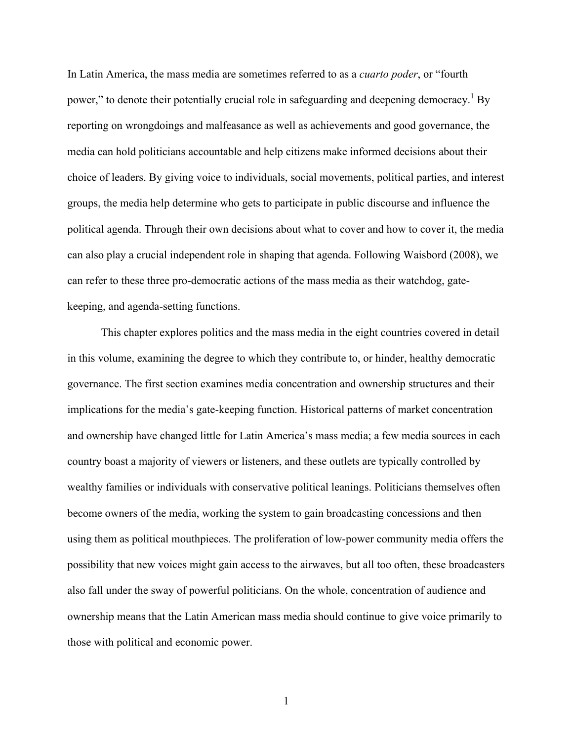In Latin America, the mass media are sometimes referred to as a *cuarto poder*, or "fourth power," to denote their potentially crucial role in safeguarding and deepening democracy.[1] By reporting on wrongdoings and malfeasance as well as achievements and good governance, the media can hold politicians accountable and help citizens make informed decisions about their choice of leaders. By giving voice to individuals, social movements, political parties, and interest groups, the media help determine who gets to participate in public discourse and influence the political agenda. Through their own decisions about what to cover and how to cover it, the media can also play a crucial independent role in shaping that agenda. Following Waisbord (2008), we can refer to these three pro-democratic actions of the mass media as their watchdog, gate-keeping, and agenda-setting functions.

This chapter explores politics and the mass media in the eight countries covered in detail in this volume, examining the degree to which they contribute to, or hinder, healthy democratic governance. The first section examines media concentration and ownership structures and their implications for the media's gate-keeping function. Historical patterns of market concentration and ownership have changed little for Latin America's mass media; a few media sources in each country boast a majority of viewers or listeners, and these outlets are typically controlled by wealthy families or individuals with conservative political leanings. Politicians themselves often become owners of the media, working the system to gain broadcasting concessions and then using them as political mouthpieces. The proliferation of low-power community media offers the possibility that new voices might gain access to the airwaves, but all too often, these broadcasters also fall under the sway of powerful politicians. On the whole, concentration of audience and ownership means that the Latin American mass media should continue to give voice primarily to those with political and economic power.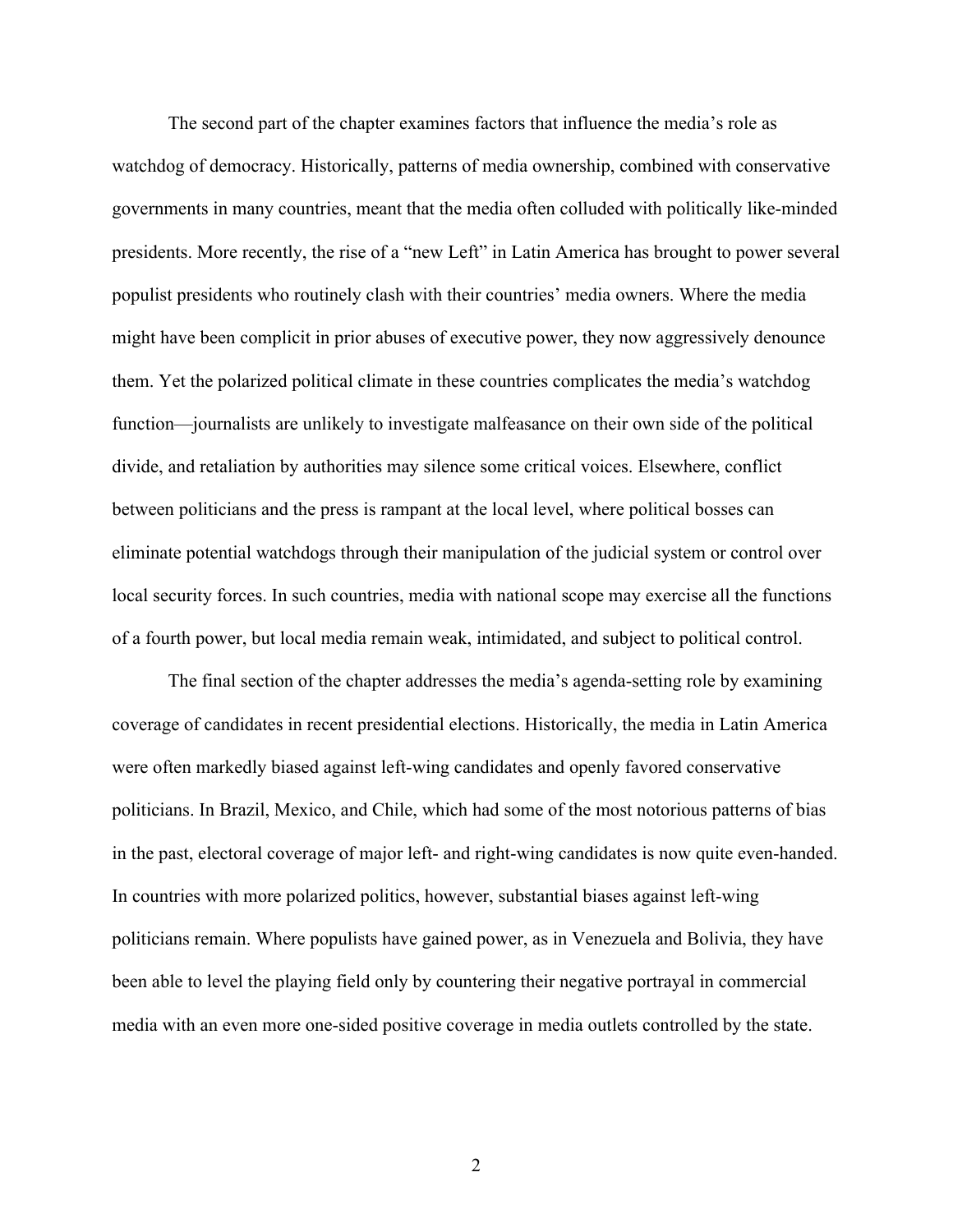The second part of the chapter examines factors that influence the media's role as watchdog of democracy. Historically, patterns of media ownership, combined with conservative governments in many countries, meant that the media often colluded with politically like-minded presidents. More recently, the rise of a "new Left" in Latin America has brought to power several populist presidents who routinely clash with their countries' media owners. Where the media might have been complicit in prior abuses of executive power, they now aggressively denounce them. Yet the polarized political climate in these countries complicates the media's watchdog function—journalists are unlikely to investigate malfeasance on their own side of the political divide, and retaliation by authorities may silence some critical voices. Elsewhere, conflict between politicians and the press is rampant at the local level, where political bosses can eliminate potential watchdogs through their manipulation of the judicial system or control over local security forces. In such countries, media with national scope may exercise all the functions of a fourth power, but local media remain weak, intimidated, and subject to political control.

The final section of the chapter addresses the media's agenda-setting role by examining coverage of candidates in recent presidential elections. Historically, the media in Latin America were often markedly biased against left-wing candidates and openly favored conservative politicians. In Brazil, Mexico, and Chile, which had some of the most notorious patterns of bias in the past, electoral coverage of major left- and right-wing candidates is now quite even-handed. In countries with more polarized politics, however, substantial biases against left-wing politicians remain. Where populists have gained power, as in Venezuela and Bolivia, they have been able to level the playing field only by countering their negative portrayal in commercial media with an even more one-sided positive coverage in media outlets controlled by the state.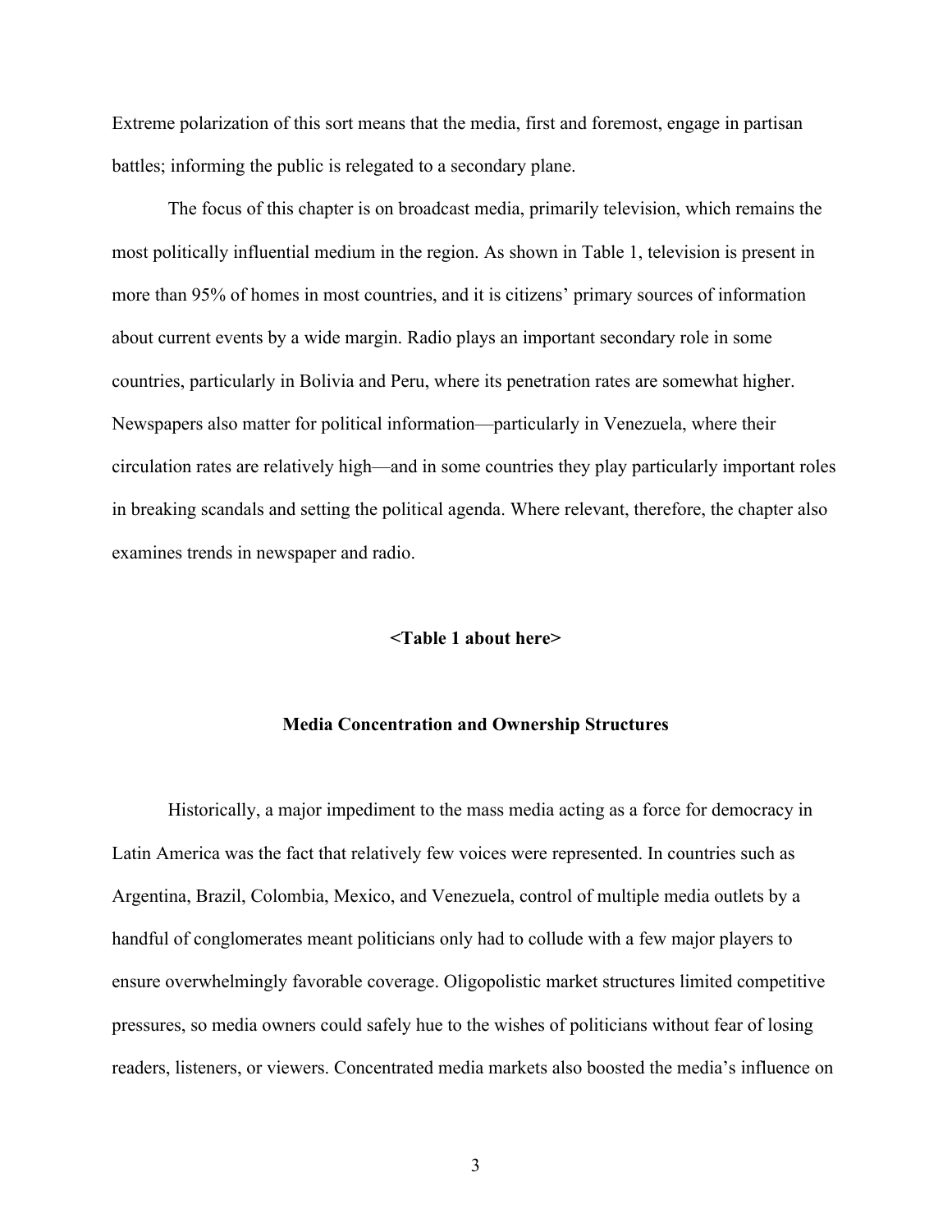Extreme polarization of this sort means that the media, first and foremost, engage in partisan battles; informing the public is relegated to a secondary plane.

The focus of this chapter is on broadcast media, primarily television, which remains the most politically influential medium in the region. As shown in Table 1, television is present in more than 95% of homes in most countries, and it is citizens' primary sources of information about current events by a wide margin. Radio plays an important secondary role in some countries, particularly in Bolivia and Peru, where its penetration rates are somewhat higher. Newspapers also matter for political information—particularly in Venezuela, where their circulation rates are relatively high—and in some countries they play particularly important roles in breaking scandals and setting the political agenda. Where relevant, therefore, the chapter also examines trends in newspaper and radio.

**<Table 1 about here>**

## Media Concentration and Ownership Structures

Historically, a major impediment to the mass media acting as a force for democracy in Latin America was the fact that relatively few voices were represented. In countries such as Argentina, Brazil, Colombia, Mexico, and Venezuela, control of multiple media outlets by a handful of conglomerates meant politicians only had to collude with a few major players to ensure overwhelmingly favorable coverage. Oligopolistic market structures limited competitive pressures, so media owners could safely hue to the wishes of politicians without fear of losing readers, listeners, or viewers. Concentrated media markets also boosted the media's influence on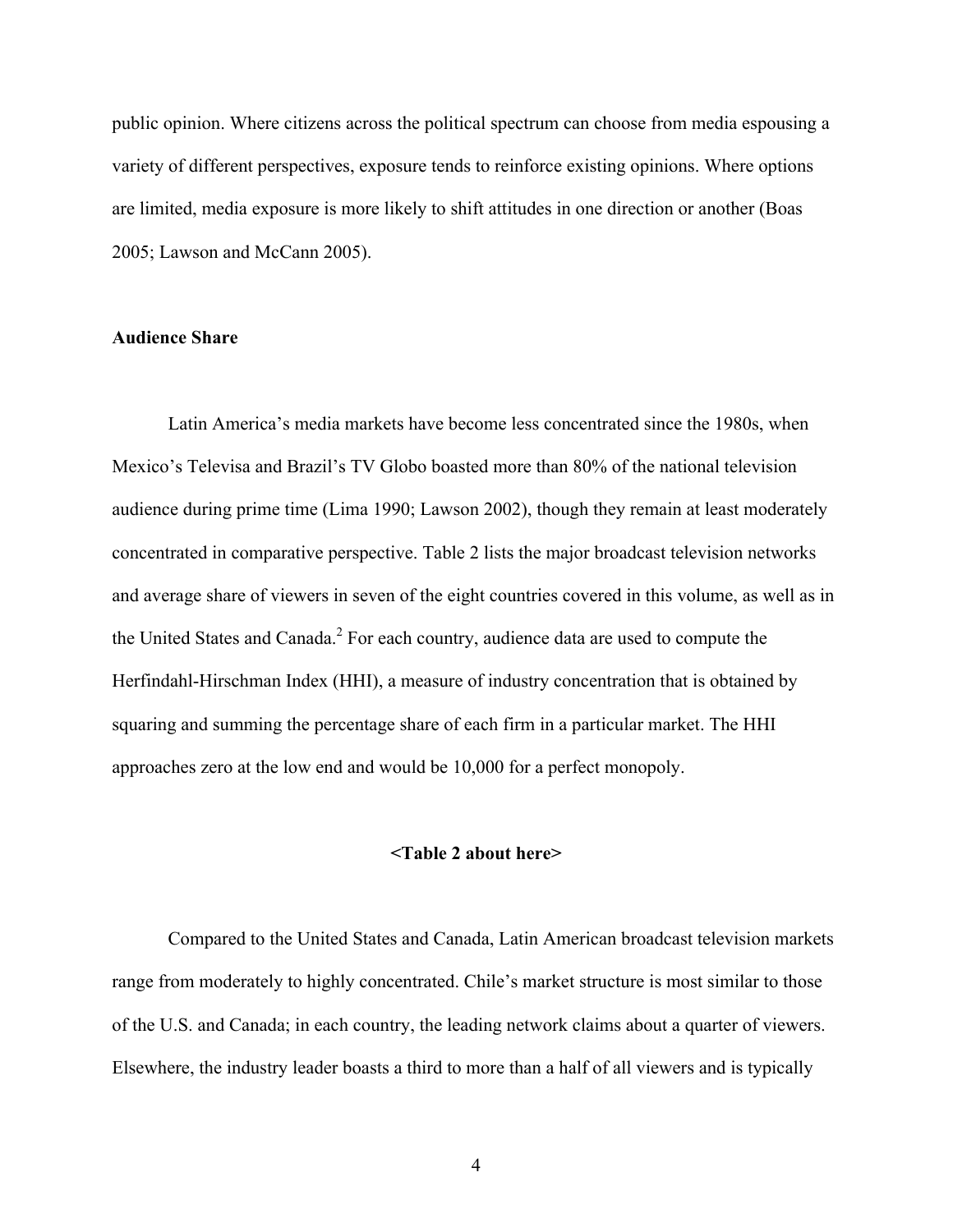public opinion. Where citizens across the political spectrum can choose from media espousing a variety of different perspectives, exposure tends to reinforce existing opinions. Where options are limited, media exposure is more likely to shift attitudes in one direction or another (Boas 2005; Lawson and McCann 2005).

**Audience Share**

Latin America's media markets have become less concentrated since the 1980s, when Mexico's Televisa and Brazil's TV Globo boasted more than 80% of the national television audience during prime time (Lima 1990; Lawson 2002), though they remain at least moderately concentrated in comparative perspective. Table 2 lists the major broadcast television networks and average share of viewers in seven of the eight countries covered in this volume, as well as in the United States and Canada.[2] For each country, audience data are used to compute the Herfindahl-Hirschman Index (HHI), a measure of industry concentration that is obtained by squaring and summing the percentage share of each firm in a particular market. The HHI approaches zero at the low end and would be 10,000 for a perfect monopoly.

**<Table 2 about here>**

Compared to the United States and Canada, Latin American broadcast television markets range from moderately to highly concentrated. Chile's market structure is most similar to those of the U.S. and Canada; in each country, the leading network claims about a quarter of viewers. Elsewhere, the industry leader boasts a third to more than a half of all viewers and is typically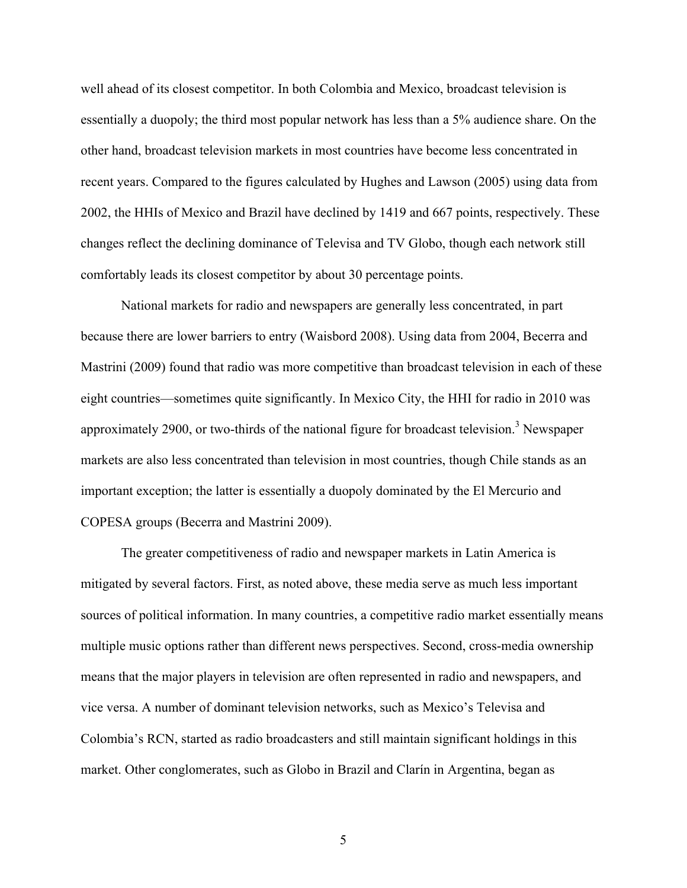well ahead of its closest competitor. In both Colombia and Mexico, broadcast television is essentially a duopoly; the third most popular network has less than a 5% audience share. On the other hand, broadcast television markets in most countries have become less concentrated in recent years. Compared to the figures calculated by Hughes and Lawson (2005) using data from 2002, the HHIs of Mexico and Brazil have declined by 1419 and 667 points, respectively. These changes reflect the declining dominance of Televisa and TV Globo, though each network still comfortably leads its closest competitor by about 30 percentage points.

National markets for radio and newspapers are generally less concentrated, in part because there are lower barriers to entry (Waisbord 2008). Using data from 2004, Becerra and Mastrini (2009) found that radio was more competitive than broadcast television in each of these eight countries—sometimes quite significantly. In Mexico City, the HHI for radio in 2010 was approximately 2900, or two-thirds of the national figure for broadcast television.[3] Newspaper markets are also less concentrated than television in most countries, though Chile stands as an important exception; the latter is essentially a duopoly dominated by the El Mercurio and COPESA groups (Becerra and Mastrini 2009).

The greater competitiveness of radio and newspaper markets in Latin America is mitigated by several factors. First, as noted above, these media serve as much less important sources of political information. In many countries, a competitive radio market essentially means multiple music options rather than different news perspectives. Second, cross-media ownership means that the major players in television are often represented in radio and newspapers, and vice versa. A number of dominant television networks, such as Mexico's Televisa and Colombia's RCN, started as radio broadcasters and still maintain significant holdings in this market. Other conglomerates, such as Globo in Brazil and Clarín in Argentina, began as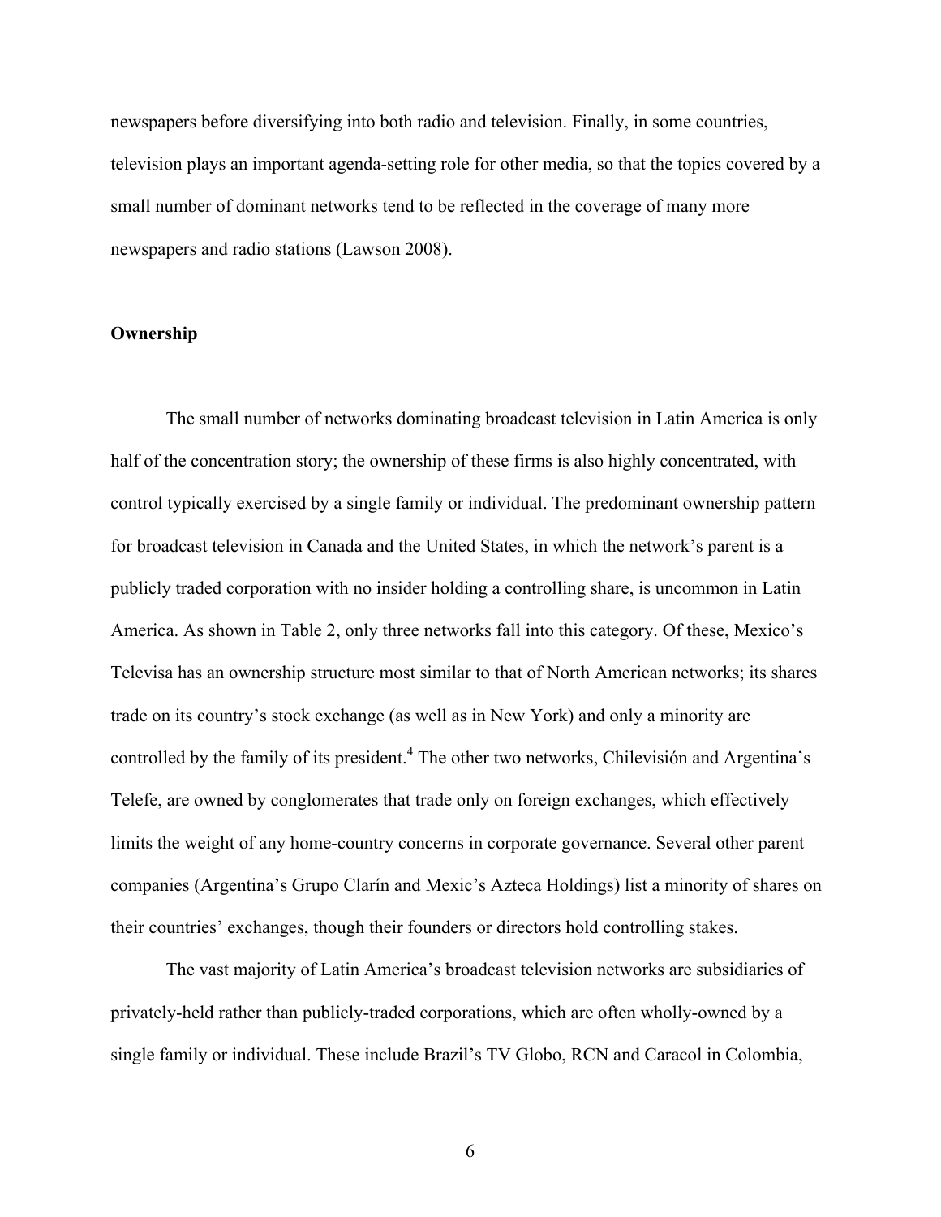newspapers before diversifying into both radio and television. Finally, in some countries, television plays an important agenda-setting role for other media, so that the topics covered by a small number of dominant networks tend to be reflected in the coverage of many more newspapers and radio stations (Lawson 2008).

**Ownership**

The small number of networks dominating broadcast television in Latin America is only half of the concentration story; the ownership of these firms is also highly concentrated, with control typically exercised by a single family or individual. The predominant ownership pattern for broadcast television in Canada and the United States, in which the network's parent is a publicly traded corporation with no insider holding a controlling share, is uncommon in Latin America. As shown in Table 2, only three networks fall into this category. Of these, Mexico's Televisa has an ownership structure most similar to that of North American networks; its shares trade on its country's stock exchange (as well as in New York) and only a minority are controlled by the family of its president.[4] The other two networks, Chilevisión and Argentina's Telefe, are owned by conglomerates that trade only on foreign exchanges, which effectively limits the weight of any home-country concerns in corporate governance. Several other parent companies (Argentina's Grupo Clarín and Mexic's Azteca Holdings) list a minority of shares on their countries' exchanges, though their founders or directors hold controlling stakes.

The vast majority of Latin America's broadcast television networks are subsidiaries of privately-held rather than publicly-traded corporations, which are often wholly-owned by a single family or individual. These include Brazil's TV Globo, RCN and Caracol in Colombia,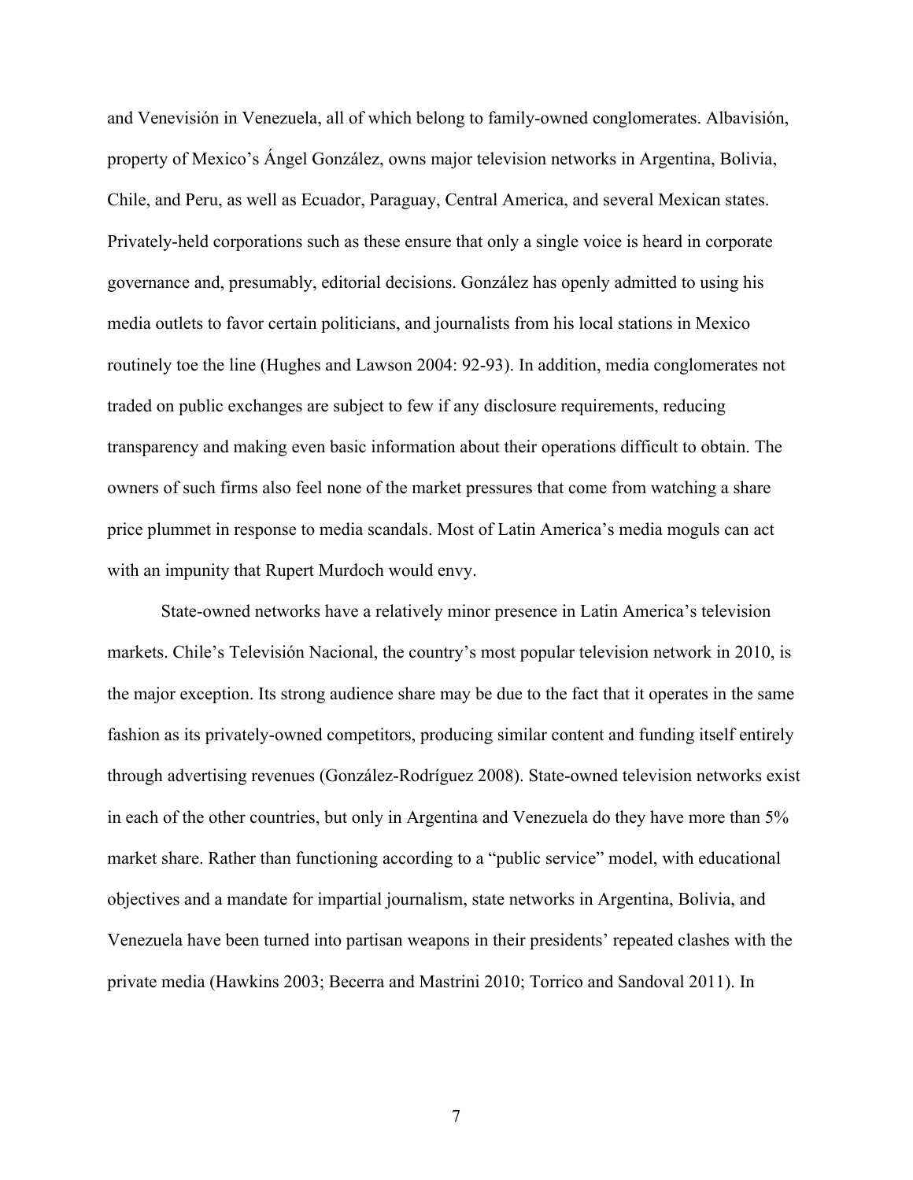and Venevisión in Venezuela, all of which belong to family-owned conglomerates. Albavisión, property of Mexico's Ángel González, owns major television networks in Argentina, Bolivia, Chile, and Peru, as well as Ecuador, Paraguay, Central America, and several Mexican states. Privately-held corporations such as these ensure that only a single voice is heard in corporate governance and, presumably, editorial decisions. González has openly admitted to using his media outlets to favor certain politicians, and journalists from his local stations in Mexico routinely toe the line (Hughes and Lawson 2004: 92-93). In addition, media conglomerates not traded on public exchanges are subject to few if any disclosure requirements, reducing transparency and making even basic information about their operations difficult to obtain. The owners of such firms also feel none of the market pressures that come from watching a share price plummet in response to media scandals. Most of Latin America's media moguls can act with an impunity that Rupert Murdoch would envy.

State-owned networks have a relatively minor presence in Latin America's television markets. Chile's Televisión Nacional, the country's most popular television network in 2010, is the major exception. Its strong audience share may be due to the fact that it operates in the same fashion as its privately-owned competitors, producing similar content and funding itself entirely through advertising revenues (González-Rodríguez 2008). State-owned television networks exist in each of the other countries, but only in Argentina and Venezuela do they have more than 5% market share. Rather than functioning according to a "public service" model, with educational objectives and a mandate for impartial journalism, state networks in Argentina, Bolivia, and Venezuela have been turned into partisan weapons in their presidents' repeated clashes with the private media (Hawkins 2003; Becerra and Mastrini 2010; Torrico and Sandoval 2011). In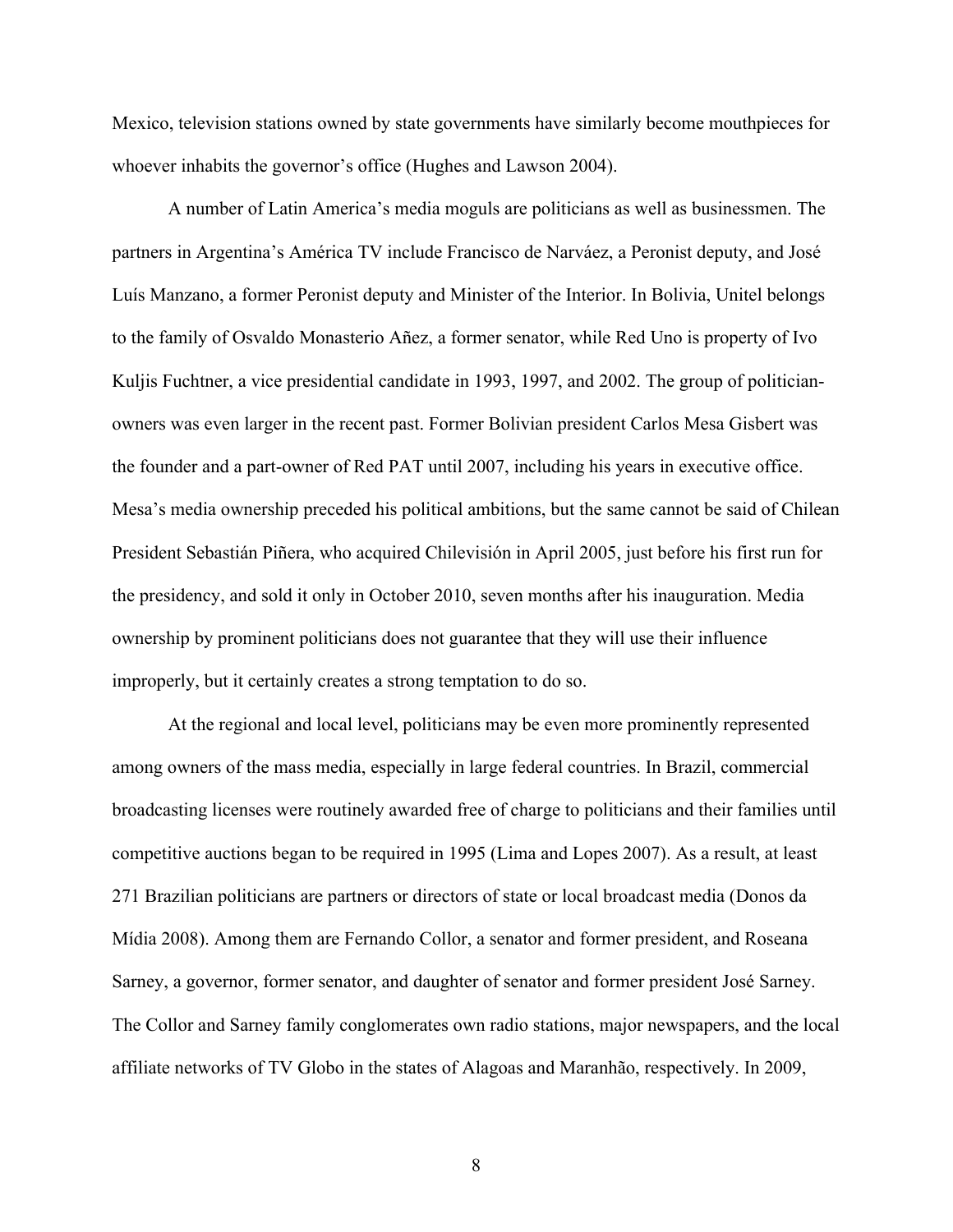Mexico, television stations owned by state governments have similarly become mouthpieces for whoever inhabits the governor's office (Hughes and Lawson 2004).

A number of Latin America's media moguls are politicians as well as businessmen. The partners in Argentina's América TV include Francisco de Narváez, a Peronist deputy, and José Luís Manzano, a former Peronist deputy and Minister of the Interior. In Bolivia, Unitel belongs to the family of Osvaldo Monasterio Añez, a former senator, while Red Uno is property of Ivo Kuljis Fuchtner, a vice presidential candidate in 1993, 1997, and 2002. The group of politician-owners was even larger in the recent past. Former Bolivian president Carlos Mesa Gisbert was the founder and a part-owner of Red PAT until 2007, including his years in executive office. Mesa's media ownership preceded his political ambitions, but the same cannot be said of Chilean President Sebastián Piñera, who acquired Chilevisión in April 2005, just before his first run for the presidency, and sold it only in October 2010, seven months after his inauguration. Media ownership by prominent politicians does not guarantee that they will use their influence improperly, but it certainly creates a strong temptation to do so.

At the regional and local level, politicians may be even more prominently represented among owners of the mass media, especially in large federal countries. In Brazil, commercial broadcasting licenses were routinely awarded free of charge to politicians and their families until competitive auctions began to be required in 1995 (Lima and Lopes 2007). As a result, at least 271 Brazilian politicians are partners or directors of state or local broadcast media (Donos da Mídia 2008). Among them are Fernando Collor, a senator and former president, and Roseana Sarney, a governor, former senator, and daughter of senator and former president José Sarney. The Collor and Sarney family conglomerates own radio stations, major newspapers, and the local affiliate networks of TV Globo in the states of Alagoas and Maranhão, respectively. In 2009,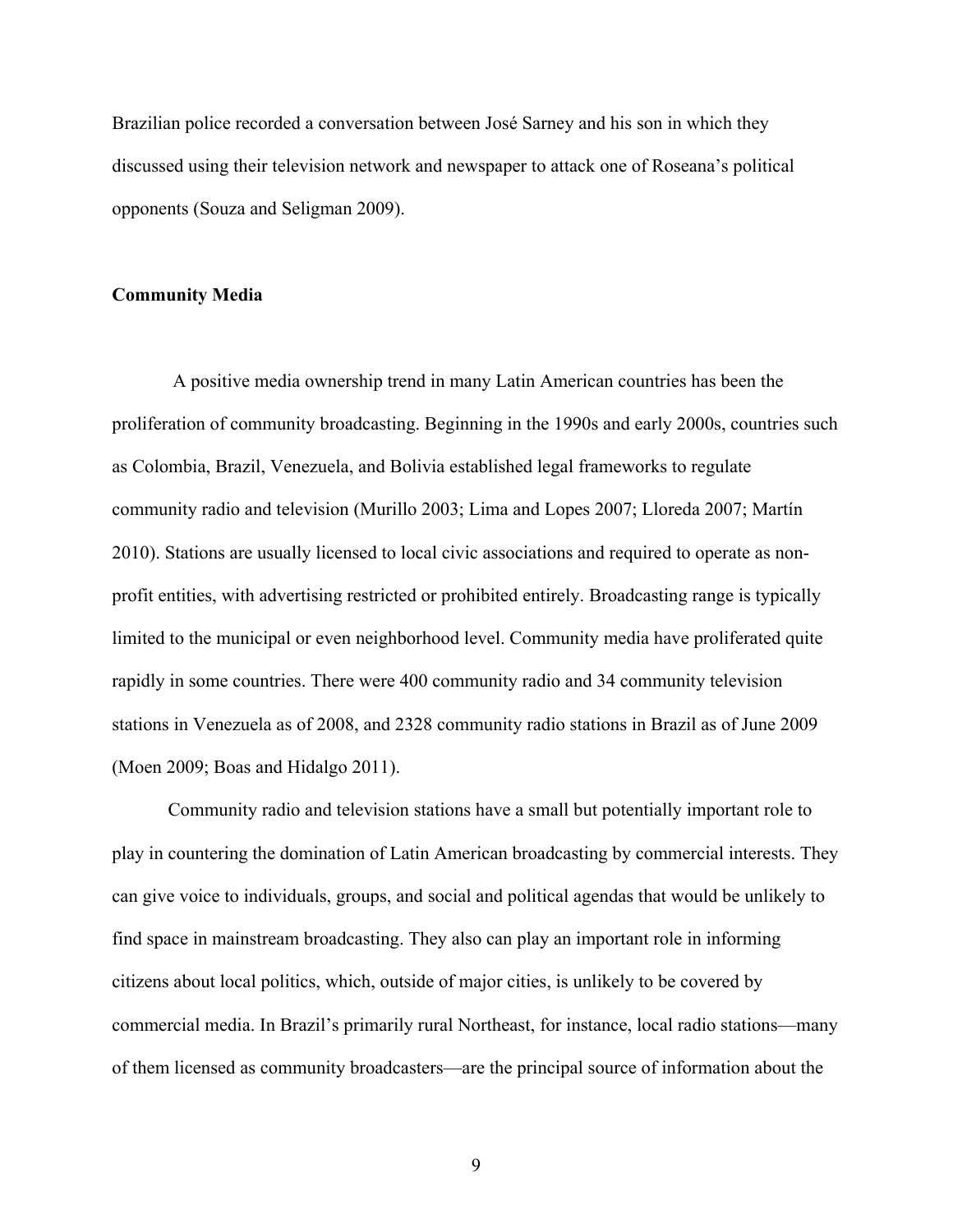Brazilian police recorded a conversation between José Sarney and his son in which they discussed using their television network and newspaper to attack one of Roseana's political opponents (Souza and Seligman 2009).

**Community Media**

A positive media ownership trend in many Latin American countries has been the proliferation of community broadcasting. Beginning in the 1990s and early 2000s, countries such as Colombia, Brazil, Venezuela, and Bolivia established legal frameworks to regulate community radio and television (Murillo 2003; Lima and Lopes 2007; Lloreda 2007; Martín 2010). Stations are usually licensed to local civic associations and required to operate as non-profit entities, with advertising restricted or prohibited entirely. Broadcasting range is typically limited to the municipal or even neighborhood level. Community media have proliferated quite rapidly in some countries. There were 400 community radio and 34 community television stations in Venezuela as of 2008, and 2328 community radio stations in Brazil as of June 2009 (Moen 2009; Boas and Hidalgo 2011).

Community radio and television stations have a small but potentially important role to play in countering the domination of Latin American broadcasting by commercial interests. They can give voice to individuals, groups, and social and political agendas that would be unlikely to find space in mainstream broadcasting. They also can play an important role in informing citizens about local politics, which, outside of major cities, is unlikely to be covered by commercial media. In Brazil's primarily rural Northeast, for instance, local radio stations—many of them licensed as community broadcasters—are the principal source of information about the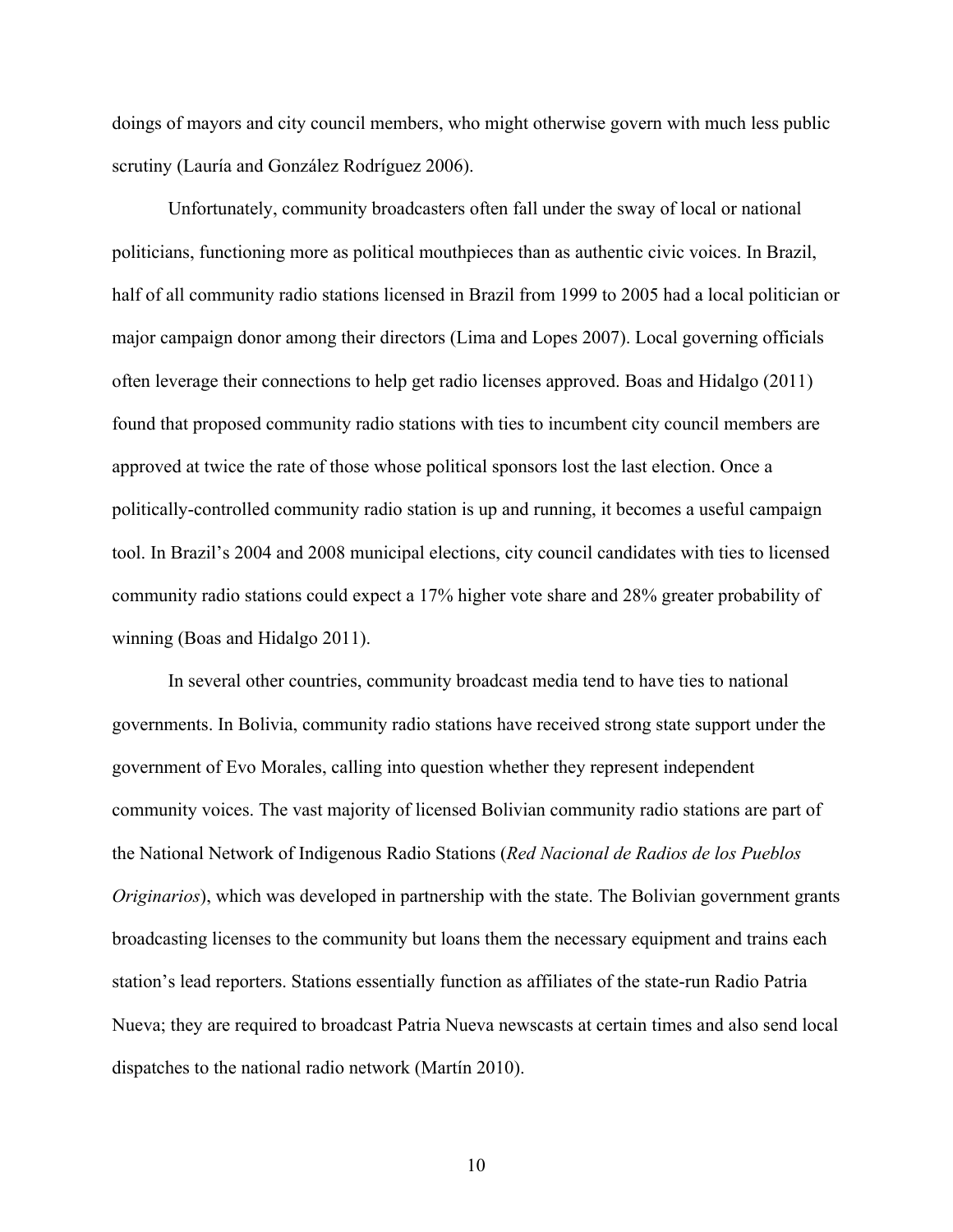doings of mayors and city council members, who might otherwise govern with much less public scrutiny (Lauría and González Rodríguez 2006).

Unfortunately, community broadcasters often fall under the sway of local or national politicians, functioning more as political mouthpieces than as authentic civic voices. In Brazil, half of all community radio stations licensed in Brazil from 1999 to 2005 had a local politician or major campaign donor among their directors (Lima and Lopes 2007). Local governing officials often leverage their connections to help get radio licenses approved. Boas and Hidalgo (2011) found that proposed community radio stations with ties to incumbent city council members are approved at twice the rate of those whose political sponsors lost the last election. Once a politically-controlled community radio station is up and running, it becomes a useful campaign tool. In Brazil's 2004 and 2008 municipal elections, city council candidates with ties to licensed community radio stations could expect a 17% higher vote share and 28% greater probability of winning (Boas and Hidalgo 2011).

In several other countries, community broadcast media tend to have ties to national governments. In Bolivia, community radio stations have received strong state support under the government of Evo Morales, calling into question whether they represent independent community voices. The vast majority of licensed Bolivian community radio stations are part of the National Network of Indigenous Radio Stations (*Red Nacional de Radios de los Pueblos Originarios*), which was developed in partnership with the state. The Bolivian government grants broadcasting licenses to the community but loans them the necessary equipment and trains each station's lead reporters. Stations essentially function as affiliates of the state-run Radio Patria Nueva; they are required to broadcast Patria Nueva newscasts at certain times and also send local dispatches to the national radio network (Martín 2010).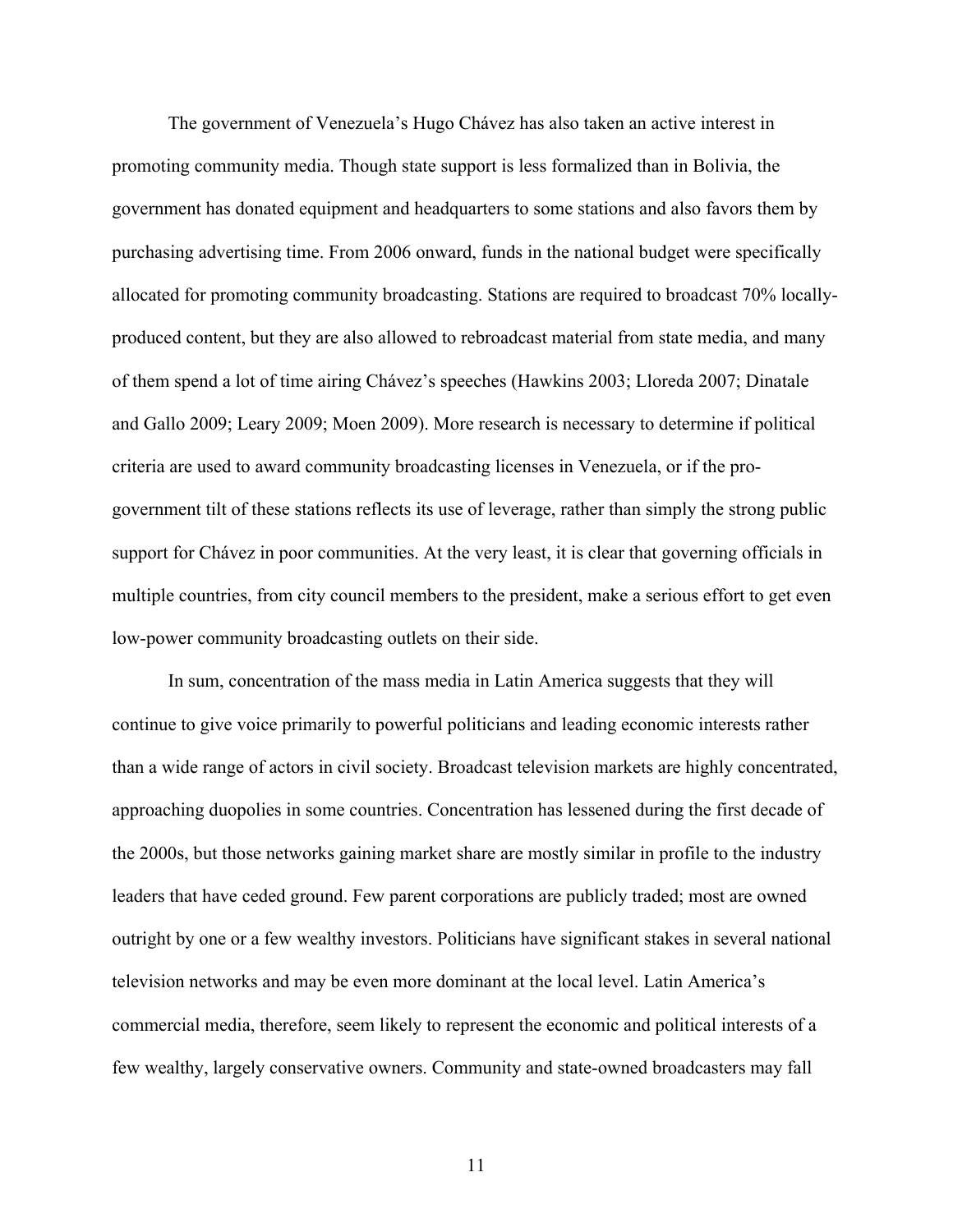The government of Venezuela's Hugo Chávez has also taken an active interest in promoting community media. Though state support is less formalized than in Bolivia, the government has donated equipment and headquarters to some stations and also favors them by purchasing advertising time. From 2006 onward, funds in the national budget were specifically allocated for promoting community broadcasting. Stations are required to broadcast 70% locally-produced content, but they are also allowed to rebroadcast material from state media, and many of them spend a lot of time airing Chávez's speeches (Hawkins 2003; Lloreda 2007; Dinatale and Gallo 2009; Leary 2009; Moen 2009). More research is necessary to determine if political criteria are used to award community broadcasting licenses in Venezuela, or if the pro-government tilt of these stations reflects its use of leverage, rather than simply the strong public support for Chávez in poor communities. At the very least, it is clear that governing officials in multiple countries, from city council members to the president, make a serious effort to get even low-power community broadcasting outlets on their side.

In sum, concentration of the mass media in Latin America suggests that they will continue to give voice primarily to powerful politicians and leading economic interests rather than a wide range of actors in civil society. Broadcast television markets are highly concentrated, approaching duopolies in some countries. Concentration has lessened during the first decade of the 2000s, but those networks gaining market share are mostly similar in profile to the industry leaders that have ceded ground. Few parent corporations are publicly traded; most are owned outright by one or a few wealthy investors. Politicians have significant stakes in several national television networks and may be even more dominant at the local level. Latin America's commercial media, therefore, seem likely to represent the economic and political interests of a few wealthy, largely conservative owners. Community and state-owned broadcasters may fall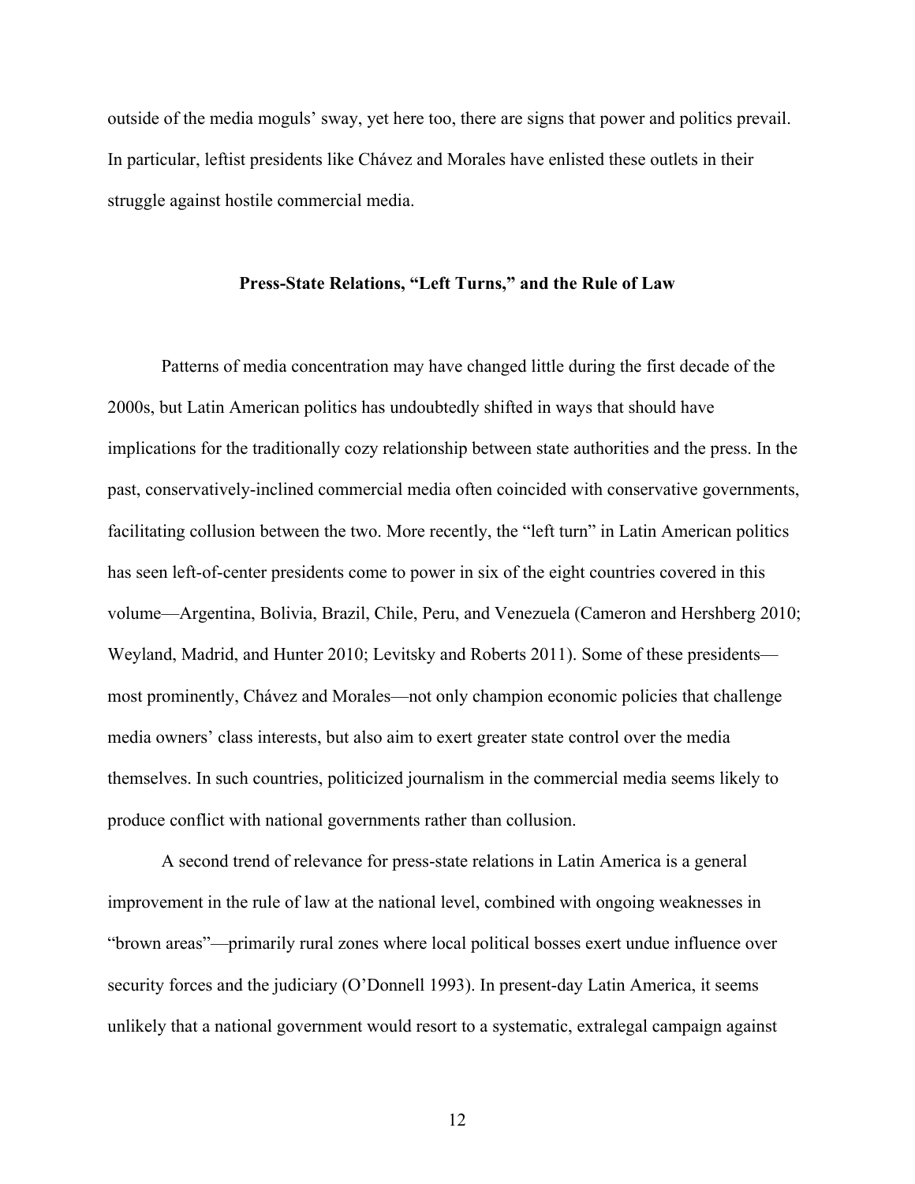outside of the media moguls' sway, yet here too, there are signs that power and politics prevail. In particular, leftist presidents like Chávez and Morales have enlisted these outlets in their struggle against hostile commercial media.

## Press-State Relations, "Left Turns," and the Rule of Law

Patterns of media concentration may have changed little during the first decade of the 2000s, but Latin American politics has undoubtedly shifted in ways that should have implications for the traditionally cozy relationship between state authorities and the press. In the past, conservatively-inclined commercial media often coincided with conservative governments, facilitating collusion between the two. More recently, the "left turn" in Latin American politics has seen left-of-center presidents come to power in six of the eight countries covered in this volume—Argentina, Bolivia, Brazil, Chile, Peru, and Venezuela (Cameron and Hershberg 2010; Weyland, Madrid, and Hunter 2010; Levitsky and Roberts 2011). Some of these presidents—most prominently, Chávez and Morales—not only champion economic policies that challenge media owners' class interests, but also aim to exert greater state control over the media themselves. In such countries, politicized journalism in the commercial media seems likely to produce conflict with national governments rather than collusion.

A second trend of relevance for press-state relations in Latin America is a general improvement in the rule of law at the national level, combined with ongoing weaknesses in "brown areas"—primarily rural zones where local political bosses exert undue influence over security forces and the judiciary (O'Donnell 1993). In present-day Latin America, it seems unlikely that a national government would resort to a systematic, extralegal campaign against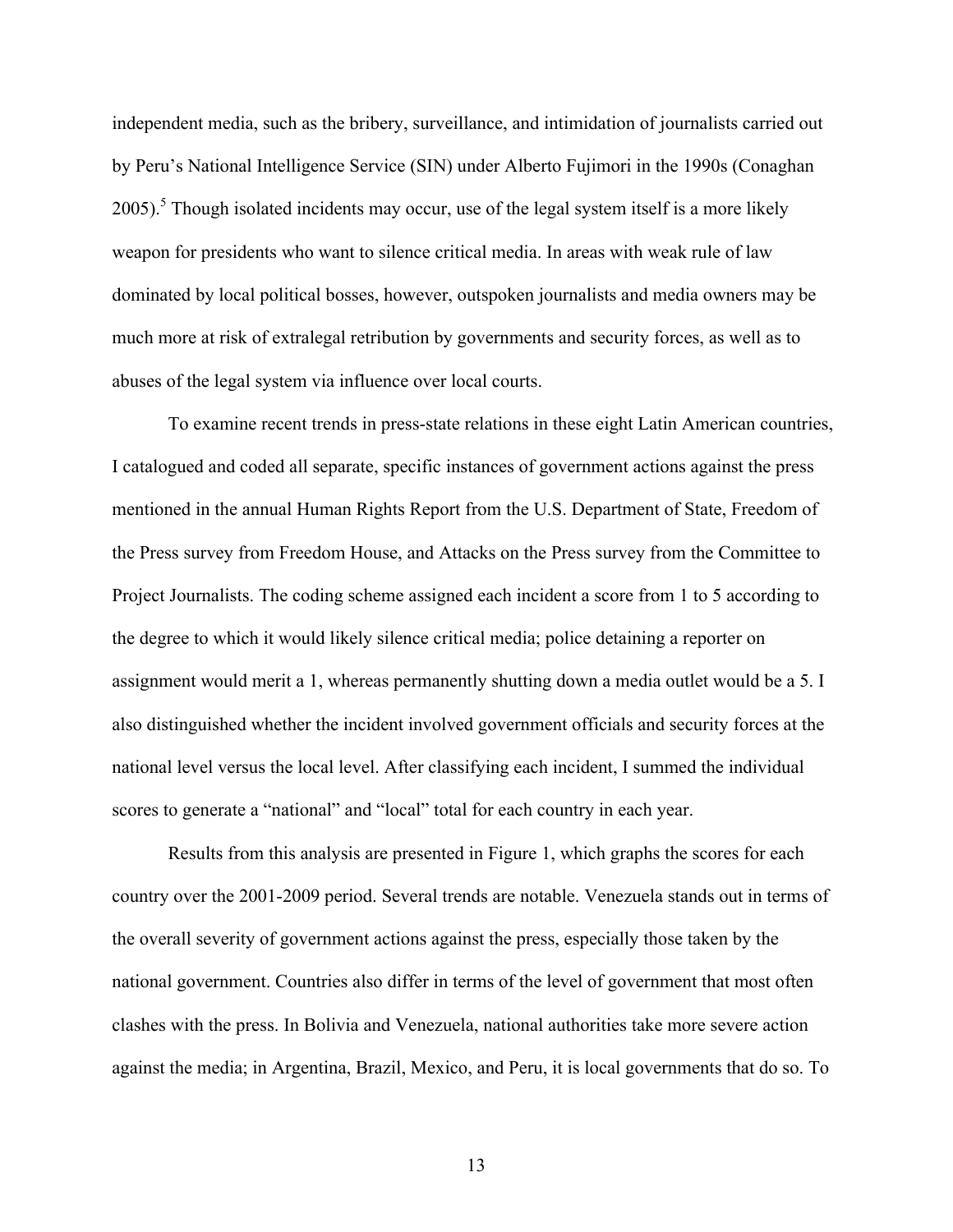independent media, such as the bribery, surveillance, and intimidation of journalists carried out by Peru's National Intelligence Service (SIN) under Alberto Fujimori in the 1990s (Conaghan 2005).[5] Though isolated incidents may occur, use of the legal system itself is a more likely weapon for presidents who want to silence critical media. In areas with weak rule of law dominated by local political bosses, however, outspoken journalists and media owners may be much more at risk of extralegal retribution by governments and security forces, as well as to abuses of the legal system via influence over local courts.

To examine recent trends in press-state relations in these eight Latin American countries, I catalogued and coded all separate, specific instances of government actions against the press mentioned in the annual Human Rights Report from the U.S. Department of State, Freedom of the Press survey from Freedom House, and Attacks on the Press survey from the Committee to Project Journalists. The coding scheme assigned each incident a score from 1 to 5 according to the degree to which it would likely silence critical media; police detaining a reporter on assignment would merit a 1, whereas permanently shutting down a media outlet would be a 5. I also distinguished whether the incident involved government officials and security forces at the national level versus the local level. After classifying each incident, I summed the individual scores to generate a "national" and "local" total for each country in each year.

Results from this analysis are presented in Figure 1, which graphs the scores for each country over the 2001-2009 period. Several trends are notable. Venezuela stands out in terms of the overall severity of government actions against the press, especially those taken by the national government. Countries also differ in terms of the level of government that most often clashes with the press. In Bolivia and Venezuela, national authorities take more severe action against the media; in Argentina, Brazil, Mexico, and Peru, it is local governments that do so. To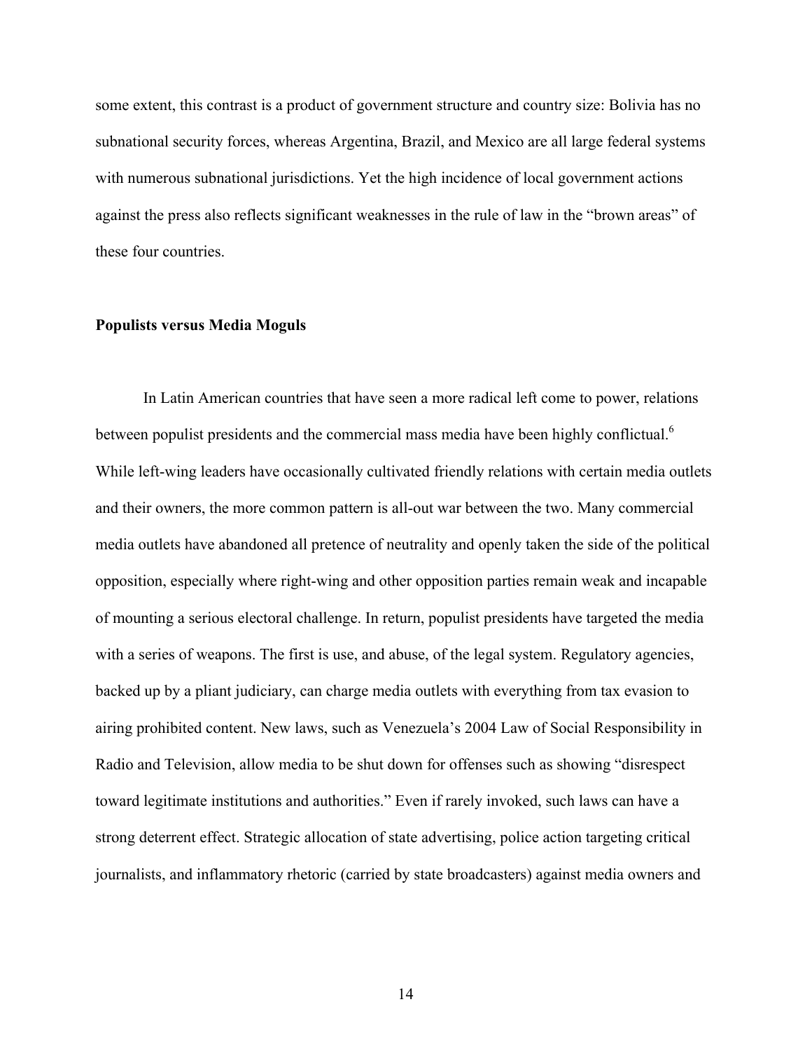some extent, this contrast is a product of government structure and country size: Bolivia has no subnational security forces, whereas Argentina, Brazil, and Mexico are all large federal systems with numerous subnational jurisdictions. Yet the high incidence of local government actions against the press also reflects significant weaknesses in the rule of law in the "brown areas" of these four countries.

**Populists versus Media Moguls**

In Latin American countries that have seen a more radical left come to power, relations between populist presidents and the commercial mass media have been highly conflictual.[6] While left-wing leaders have occasionally cultivated friendly relations with certain media outlets and their owners, the more common pattern is all-out war between the two. Many commercial media outlets have abandoned all pretence of neutrality and openly taken the side of the political opposition, especially where right-wing and other opposition parties remain weak and incapable of mounting a serious electoral challenge. In return, populist presidents have targeted the media with a series of weapons. The first is use, and abuse, of the legal system. Regulatory agencies, backed up by a pliant judiciary, can charge media outlets with everything from tax evasion to airing prohibited content. New laws, such as Venezuela's 2004 Law of Social Responsibility in Radio and Television, allow media to be shut down for offenses such as showing "disrespect toward legitimate institutions and authorities." Even if rarely invoked, such laws can have a strong deterrent effect. Strategic allocation of state advertising, police action targeting critical journalists, and inflammatory rhetoric (carried by state broadcasters) against media owners and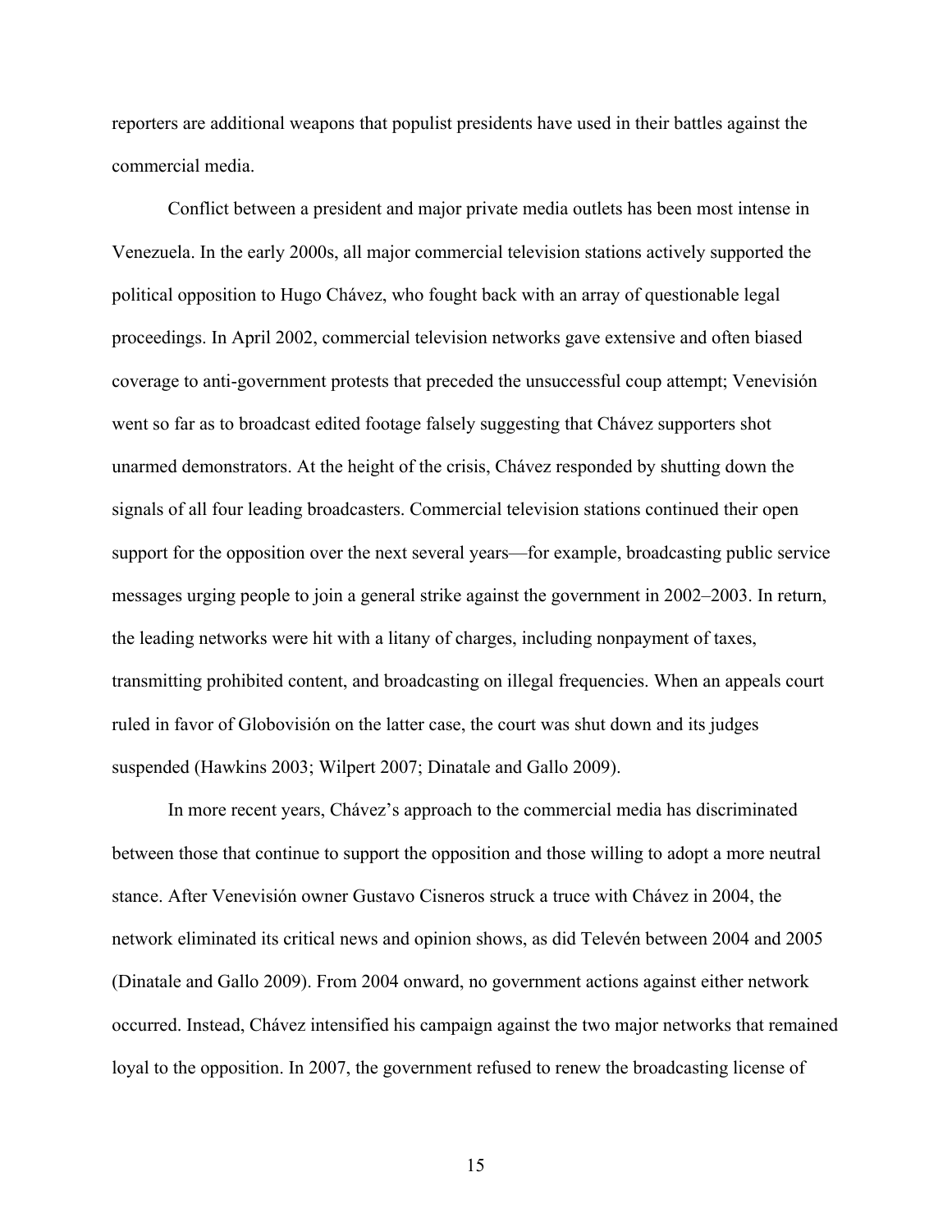reporters are additional weapons that populist presidents have used in their battles against the commercial media.

Conflict between a president and major private media outlets has been most intense in Venezuela. In the early 2000s, all major commercial television stations actively supported the political opposition to Hugo Chávez, who fought back with an array of questionable legal proceedings. In April 2002, commercial television networks gave extensive and often biased coverage to anti-government protests that preceded the unsuccessful coup attempt; Venevisión went so far as to broadcast edited footage falsely suggesting that Chávez supporters shot unarmed demonstrators. At the height of the crisis, Chávez responded by shutting down the signals of all four leading broadcasters. Commercial television stations continued their open support for the opposition over the next several years—for example, broadcasting public service messages urging people to join a general strike against the government in 2002–2003. In return, the leading networks were hit with a litany of charges, including nonpayment of taxes, transmitting prohibited content, and broadcasting on illegal frequencies. When an appeals court ruled in favor of Globovisión on the latter case, the court was shut down and its judges suspended (Hawkins 2003; Wilpert 2007; Dinatale and Gallo 2009).

In more recent years, Chávez's approach to the commercial media has discriminated between those that continue to support the opposition and those willing to adopt a more neutral stance. After Venevisión owner Gustavo Cisneros struck a truce with Chávez in 2004, the network eliminated its critical news and opinion shows, as did Televén between 2004 and 2005 (Dinatale and Gallo 2009). From 2004 onward, no government actions against either network occurred. Instead, Chávez intensified his campaign against the two major networks that remained loyal to the opposition. In 2007, the government refused to renew the broadcasting license of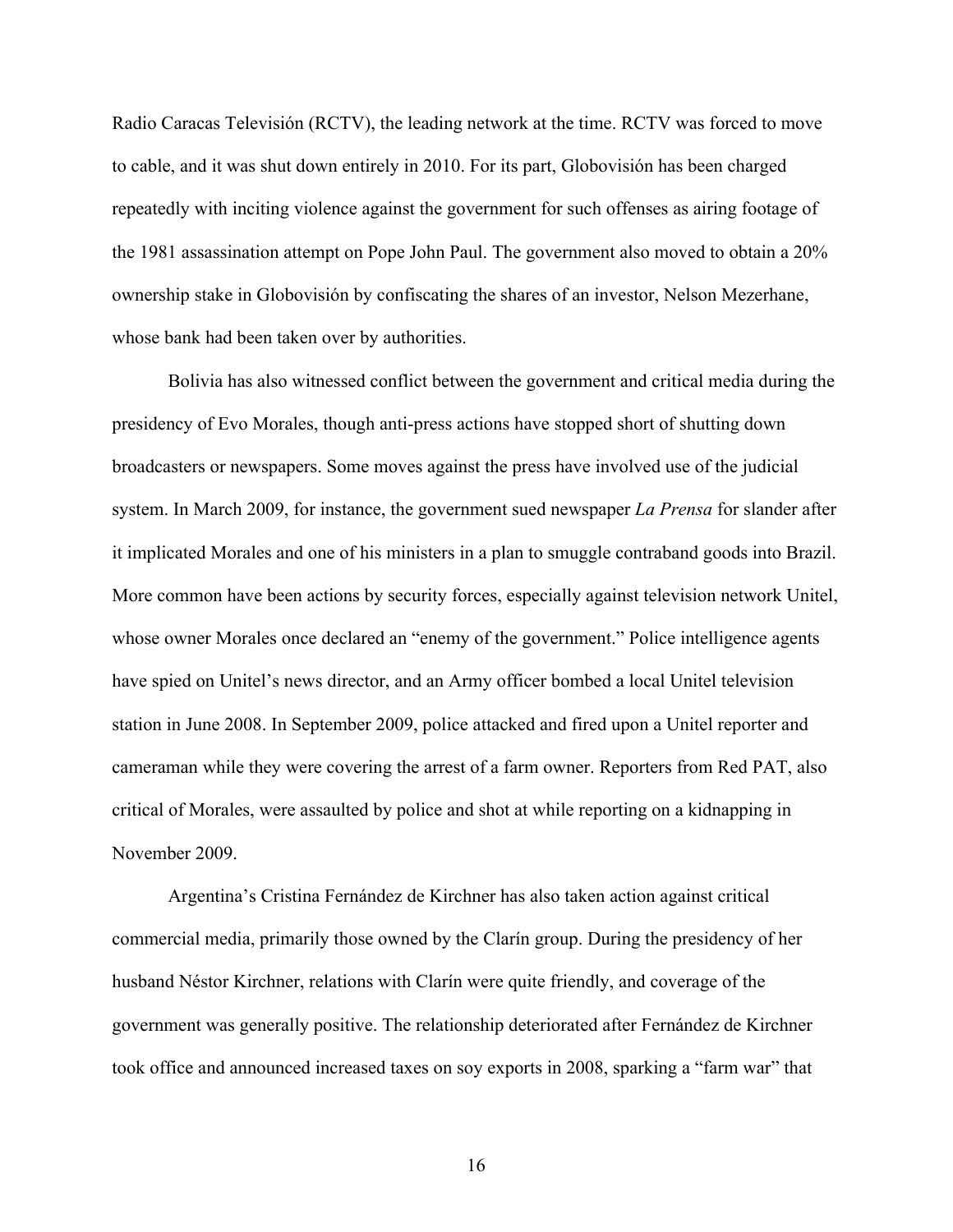Radio Caracas Televisión (RCTV), the leading network at the time. RCTV was forced to move to cable, and it was shut down entirely in 2010. For its part, Globovisión has been charged repeatedly with inciting violence against the government for such offenses as airing footage of the 1981 assassination attempt on Pope John Paul. The government also moved to obtain a 20% ownership stake in Globovisión by confiscating the shares of an investor, Nelson Mezerhane, whose bank had been taken over by authorities.

Bolivia has also witnessed conflict between the government and critical media during the presidency of Evo Morales, though anti-press actions have stopped short of shutting down broadcasters or newspapers. Some moves against the press have involved use of the judicial system. In March 2009, for instance, the government sued newspaper *La Prensa* for slander after it implicated Morales and one of his ministers in a plan to smuggle contraband goods into Brazil. More common have been actions by security forces, especially against television network Unitel, whose owner Morales once declared an "enemy of the government." Police intelligence agents have spied on Unitel's news director, and an Army officer bombed a local Unitel television station in June 2008. In September 2009, police attacked and fired upon a Unitel reporter and cameraman while they were covering the arrest of a farm owner. Reporters from Red PAT, also critical of Morales, were assaulted by police and shot at while reporting on a kidnapping in November 2009.

Argentina's Cristina Fernández de Kirchner has also taken action against critical commercial media, primarily those owned by the Clarín group. During the presidency of her husband Néstor Kirchner, relations with Clarín were quite friendly, and coverage of the government was generally positive. The relationship deteriorated after Fernández de Kirchner took office and announced increased taxes on soy exports in 2008, sparking a "farm war" that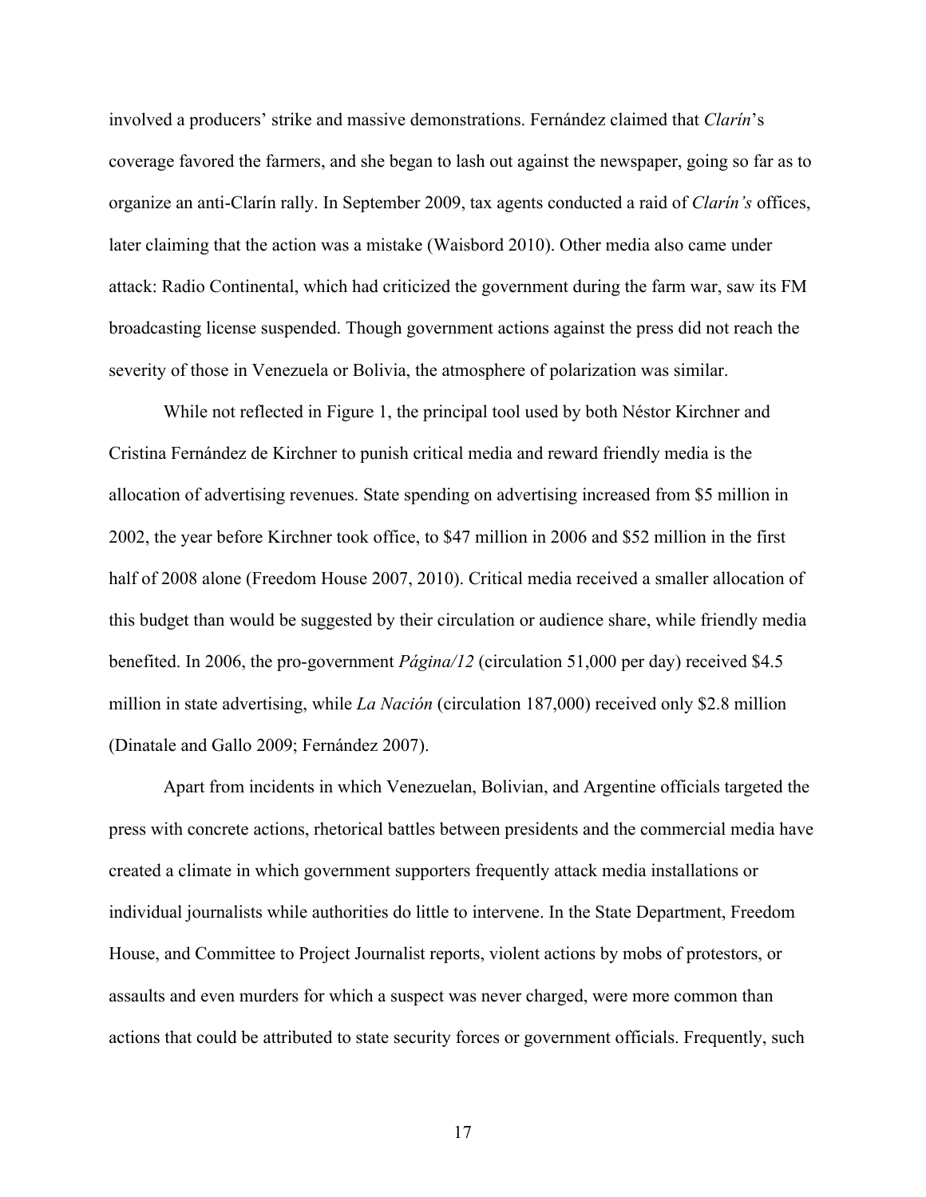involved a producers' strike and massive demonstrations. Fernández claimed that *Clarín*'s coverage favored the farmers, and she began to lash out against the newspaper, going so far as to organize an anti-Clarín rally. In September 2009, tax agents conducted a raid of *Clarín's* offices, later claiming that the action was a mistake (Waisbord 2010). Other media also came under attack: Radio Continental, which had criticized the government during the farm war, saw its FM broadcasting license suspended. Though government actions against the press did not reach the severity of those in Venezuela or Bolivia, the atmosphere of polarization was similar.

While not reflected in Figure 1, the principal tool used by both Néstor Kirchner and Cristina Fernández de Kirchner to punish critical media and reward friendly media is the allocation of advertising revenues. State spending on advertising increased from $5 million in 2002, the year before Kirchner took office, to $47 million in 2006 and $52 million in the first half of 2008 alone (Freedom House 2007, 2010). Critical media received a smaller allocation of this budget than would be suggested by their circulation or audience share, while friendly media benefited. In 2006, the pro-government *Página/12* (circulation 51,000 per day) received $4.5 million in state advertising, while *La Nación* (circulation 187,000) received only $2.8 million (Dinatale and Gallo 2009; Fernández 2007).

Apart from incidents in which Venezuelan, Bolivian, and Argentine officials targeted the press with concrete actions, rhetorical battles between presidents and the commercial media have created a climate in which government supporters frequently attack media installations or individual journalists while authorities do little to intervene. In the State Department, Freedom House, and Committee to Project Journalist reports, violent actions by mobs of protestors, or assaults and even murders for which a suspect was never charged, were more common than actions that could be attributed to state security forces or government officials. Frequently, such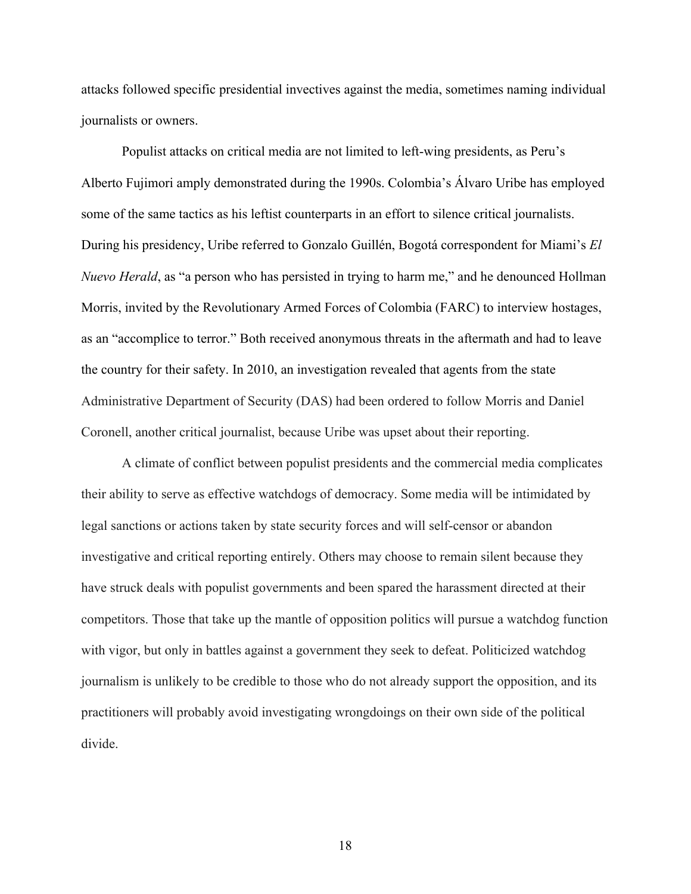attacks followed specific presidential invectives against the media, sometimes naming individual journalists or owners.

Populist attacks on critical media are not limited to left-wing presidents, as Peru's Alberto Fujimori amply demonstrated during the 1990s. Colombia's Álvaro Uribe has employed some of the same tactics as his leftist counterparts in an effort to silence critical journalists. During his presidency, Uribe referred to Gonzalo Guillén, Bogotá correspondent for Miami's *El Nuevo Herald*, as "a person who has persisted in trying to harm me," and he denounced Hollman Morris, invited by the Revolutionary Armed Forces of Colombia (FARC) to interview hostages, as an "accomplice to terror." Both received anonymous threats in the aftermath and had to leave the country for their safety. In 2010, an investigation revealed that agents from the state Administrative Department of Security (DAS) had been ordered to follow Morris and Daniel Coronell, another critical journalist, because Uribe was upset about their reporting.

A climate of conflict between populist presidents and the commercial media complicates their ability to serve as effective watchdogs of democracy. Some media will be intimidated by legal sanctions or actions taken by state security forces and will self-censor or abandon investigative and critical reporting entirely. Others may choose to remain silent because they have struck deals with populist governments and been spared the harassment directed at their competitors. Those that take up the mantle of opposition politics will pursue a watchdog function with vigor, but only in battles against a government they seek to defeat. Politicized watchdog journalism is unlikely to be credible to those who do not already support the opposition, and its practitioners will probably avoid investigating wrongdoings on their own side of the political divide.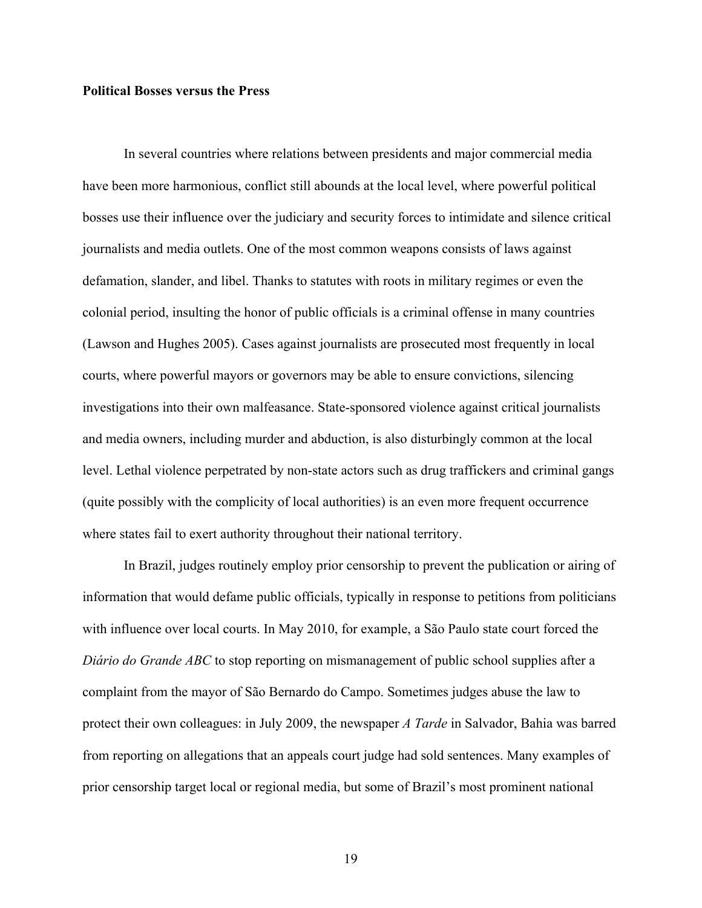**Political Bosses versus the Press**

In several countries where relations between presidents and major commercial media have been more harmonious, conflict still abounds at the local level, where powerful political bosses use their influence over the judiciary and security forces to intimidate and silence critical journalists and media outlets. One of the most common weapons consists of laws against defamation, slander, and libel. Thanks to statutes with roots in military regimes or even the colonial period, insulting the honor of public officials is a criminal offense in many countries (Lawson and Hughes 2005). Cases against journalists are prosecuted most frequently in local courts, where powerful mayors or governors may be able to ensure convictions, silencing investigations into their own malfeasance. State-sponsored violence against critical journalists and media owners, including murder and abduction, is also disturbingly common at the local level. Lethal violence perpetrated by non-state actors such as drug traffickers and criminal gangs (quite possibly with the complicity of local authorities) is an even more frequent occurrence where states fail to exert authority throughout their national territory.

In Brazil, judges routinely employ prior censorship to prevent the publication or airing of information that would defame public officials, typically in response to petitions from politicians with influence over local courts. In May 2010, for example, a São Paulo state court forced the *Diário do Grande ABC* to stop reporting on mismanagement of public school supplies after a complaint from the mayor of São Bernardo do Campo. Sometimes judges abuse the law to protect their own colleagues: in July 2009, the newspaper *A Tarde* in Salvador, Bahia was barred from reporting on allegations that an appeals court judge had sold sentences. Many examples of prior censorship target local or regional media, but some of Brazil's most prominent national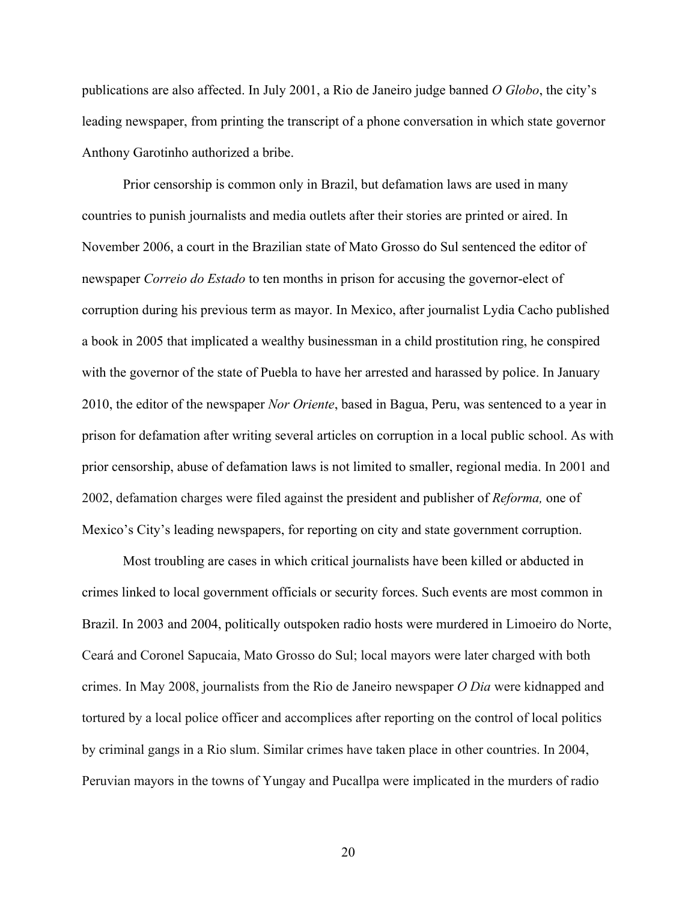publications are also affected. In July 2001, a Rio de Janeiro judge banned *O Globo*, the city's leading newspaper, from printing the transcript of a phone conversation in which state governor Anthony Garotinho authorized a bribe.

Prior censorship is common only in Brazil, but defamation laws are used in many countries to punish journalists and media outlets after their stories are printed or aired. In November 2006, a court in the Brazilian state of Mato Grosso do Sul sentenced the editor of newspaper *Correio do Estado* to ten months in prison for accusing the governor-elect of corruption during his previous term as mayor. In Mexico, after journalist Lydia Cacho published a book in 2005 that implicated a wealthy businessman in a child prostitution ring, he conspired with the governor of the state of Puebla to have her arrested and harassed by police. In January 2010, the editor of the newspaper *Nor Oriente*, based in Bagua, Peru, was sentenced to a year in prison for defamation after writing several articles on corruption in a local public school. As with prior censorship, abuse of defamation laws is not limited to smaller, regional media. In 2001 and 2002, defamation charges were filed against the president and publisher of *Reforma,* one of Mexico's City's leading newspapers, for reporting on city and state government corruption.

Most troubling are cases in which critical journalists have been killed or abducted in crimes linked to local government officials or security forces. Such events are most common in Brazil. In 2003 and 2004, politically outspoken radio hosts were murdered in Limoeiro do Norte, Ceará and Coronel Sapucaia, Mato Grosso do Sul; local mayors were later charged with both crimes. In May 2008, journalists from the Rio de Janeiro newspaper *O Dia* were kidnapped and tortured by a local police officer and accomplices after reporting on the control of local politics by criminal gangs in a Rio slum. Similar crimes have taken place in other countries. In 2004, Peruvian mayors in the towns of Yungay and Pucallpa were implicated in the murders of radio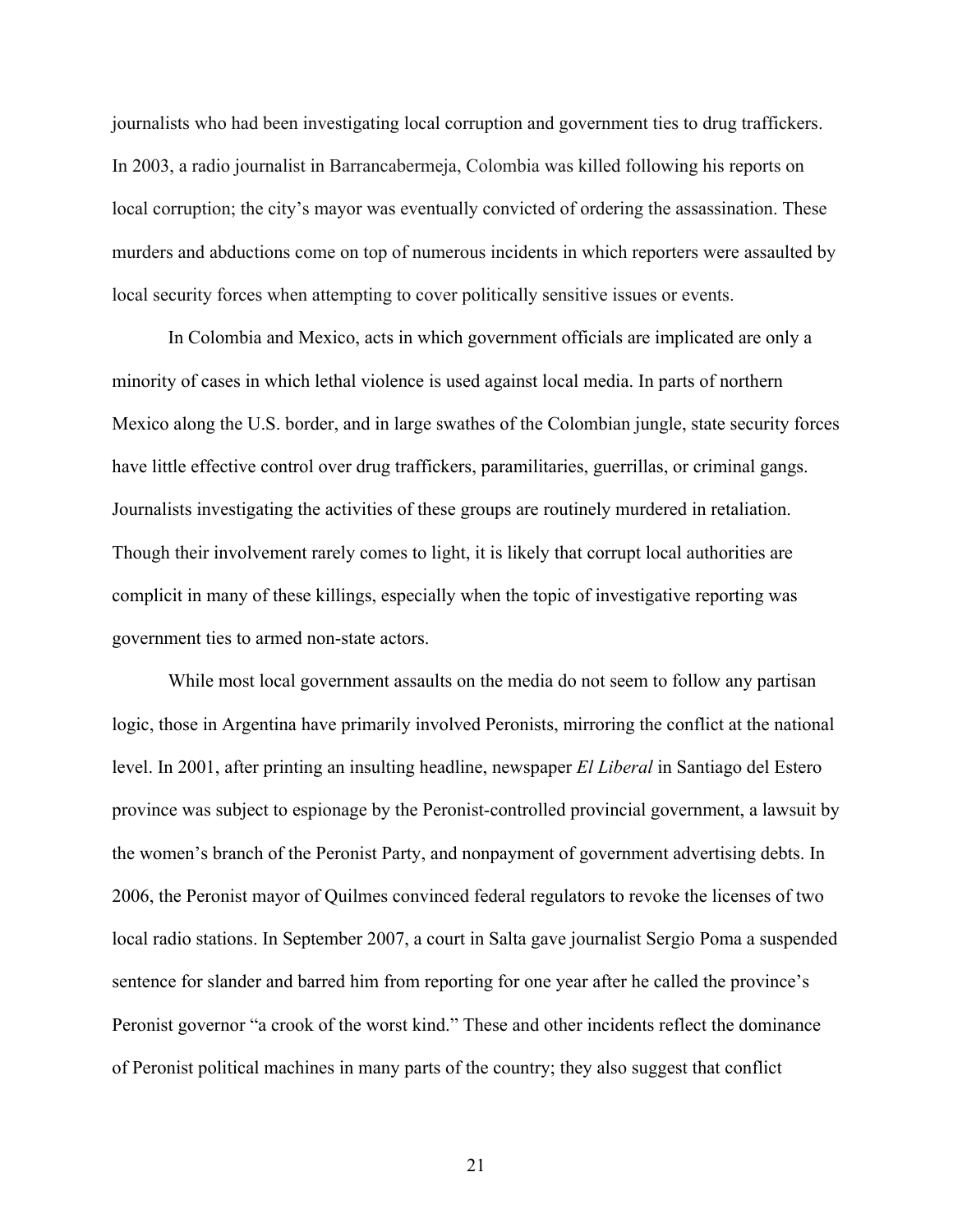journalists who had been investigating local corruption and government ties to drug traffickers. In 2003, a radio journalist in Barrancabermeja, Colombia was killed following his reports on local corruption; the city's mayor was eventually convicted of ordering the assassination. These murders and abductions come on top of numerous incidents in which reporters were assaulted by local security forces when attempting to cover politically sensitive issues or events.

In Colombia and Mexico, acts in which government officials are implicated are only a minority of cases in which lethal violence is used against local media. In parts of northern Mexico along the U.S. border, and in large swathes of the Colombian jungle, state security forces have little effective control over drug traffickers, paramilitaries, guerrillas, or criminal gangs. Journalists investigating the activities of these groups are routinely murdered in retaliation. Though their involvement rarely comes to light, it is likely that corrupt local authorities are complicit in many of these killings, especially when the topic of investigative reporting was government ties to armed non-state actors.

While most local government assaults on the media do not seem to follow any partisan logic, those in Argentina have primarily involved Peronists, mirroring the conflict at the national level. In 2001, after printing an insulting headline, newspaper *El Liberal* in Santiago del Estero province was subject to espionage by the Peronist-controlled provincial government, a lawsuit by the women's branch of the Peronist Party, and nonpayment of government advertising debts. In 2006, the Peronist mayor of Quilmes convinced federal regulators to revoke the licenses of two local radio stations. In September 2007, a court in Salta gave journalist Sergio Poma a suspended sentence for slander and barred him from reporting for one year after he called the province's Peronist governor "a crook of the worst kind." These and other incidents reflect the dominance of Peronist political machines in many parts of the country; they also suggest that conflict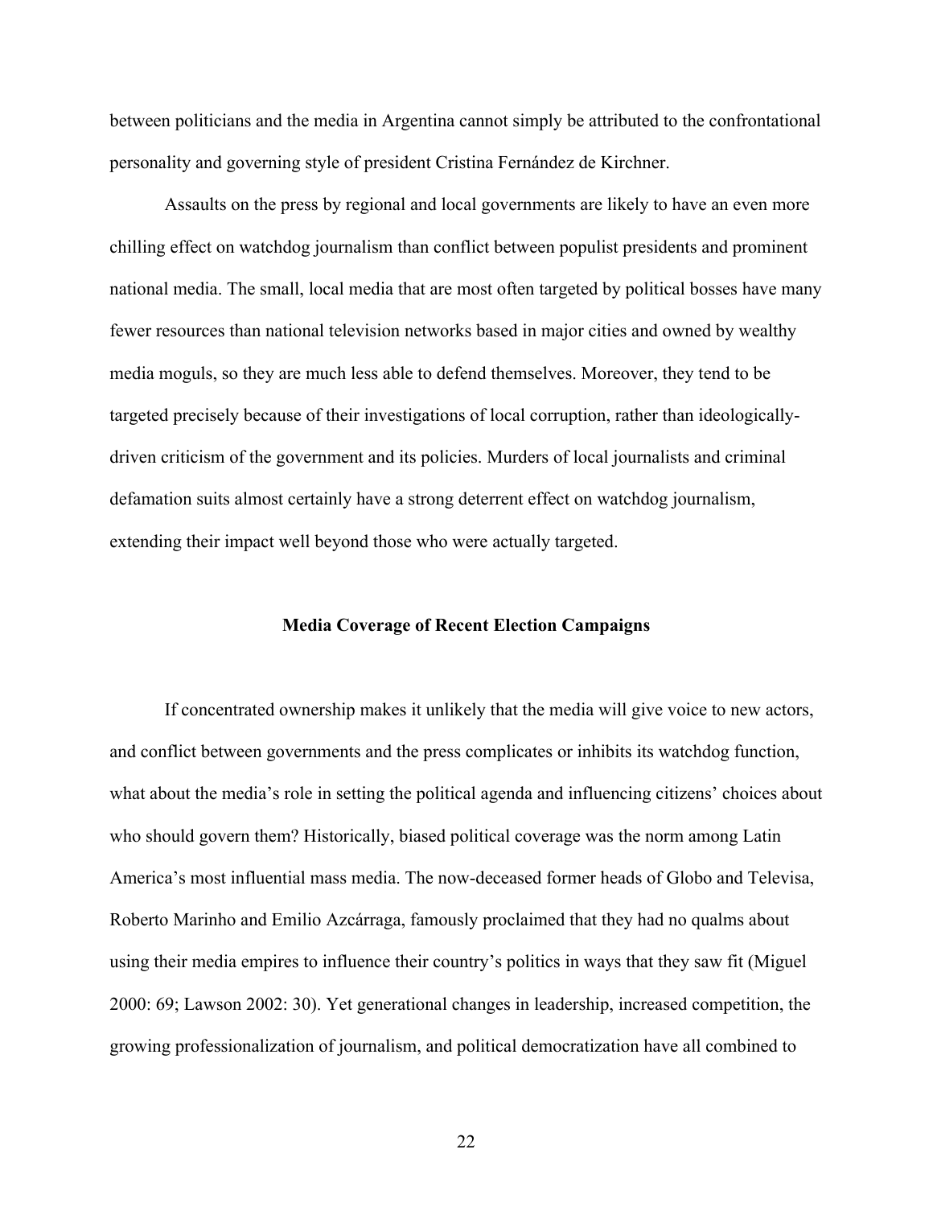between politicians and the media in Argentina cannot simply be attributed to the confrontational personality and governing style of president Cristina Fernández de Kirchner.

Assaults on the press by regional and local governments are likely to have an even more chilling effect on watchdog journalism than conflict between populist presidents and prominent national media. The small, local media that are most often targeted by political bosses have many fewer resources than national television networks based in major cities and owned by wealthy media moguls, so they are much less able to defend themselves. Moreover, they tend to be targeted precisely because of their investigations of local corruption, rather than ideologically-driven criticism of the government and its policies. Murders of local journalists and criminal defamation suits almost certainly have a strong deterrent effect on watchdog journalism, extending their impact well beyond those who were actually targeted.

## Media Coverage of Recent Election Campaigns

If concentrated ownership makes it unlikely that the media will give voice to new actors, and conflict between governments and the press complicates or inhibits its watchdog function, what about the media's role in setting the political agenda and influencing citizens' choices about who should govern them? Historically, biased political coverage was the norm among Latin America's most influential mass media. The now-deceased former heads of Globo and Televisa, Roberto Marinho and Emilio Azcárraga, famously proclaimed that they had no qualms about using their media empires to influence their country's politics in ways that they saw fit (Miguel 2000: 69; Lawson 2002: 30). Yet generational changes in leadership, increased competition, the growing professionalization of journalism, and political democratization have all combined to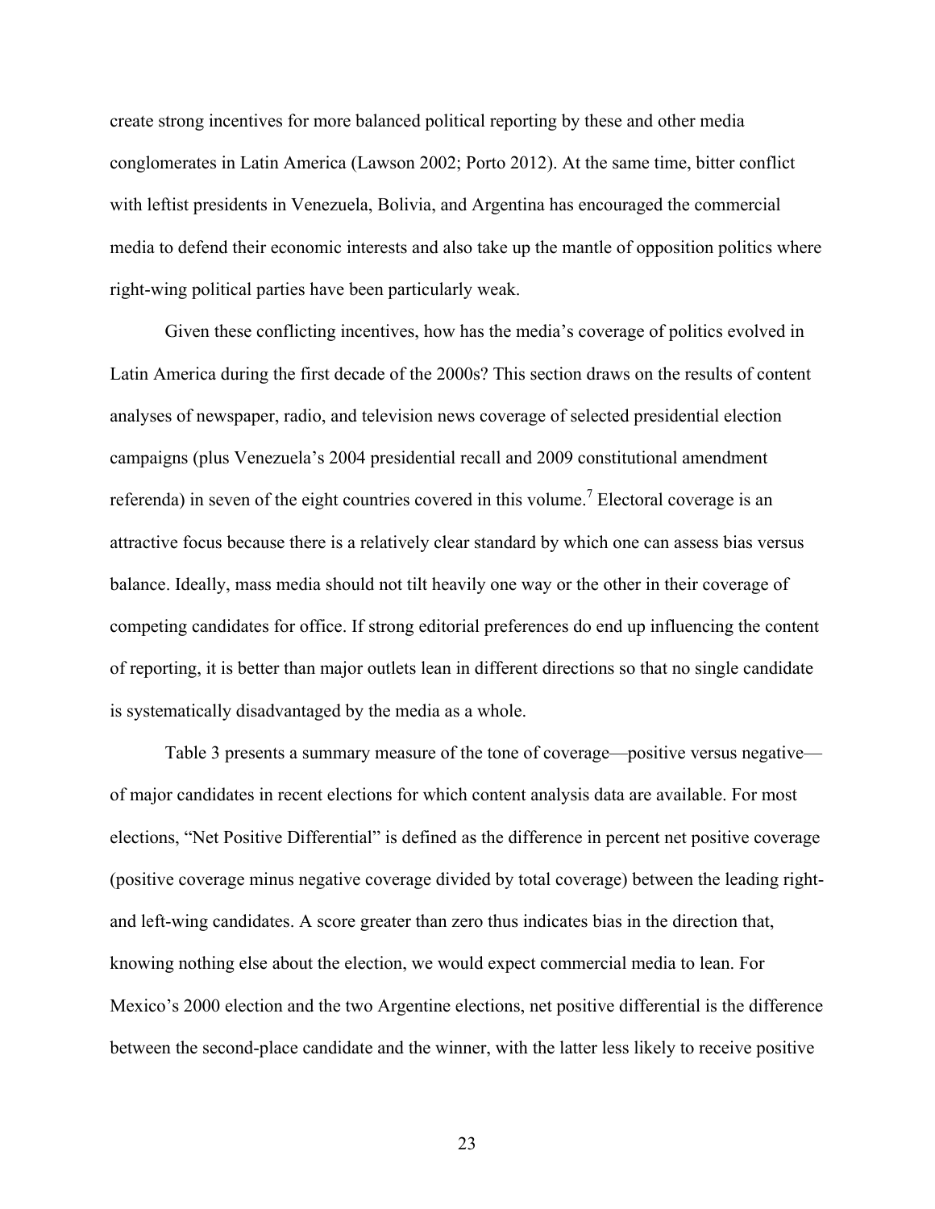create strong incentives for more balanced political reporting by these and other media conglomerates in Latin America (Lawson 2002; Porto 2012). At the same time, bitter conflict with leftist presidents in Venezuela, Bolivia, and Argentina has encouraged the commercial media to defend their economic interests and also take up the mantle of opposition politics where right-wing political parties have been particularly weak.

Given these conflicting incentives, how has the media's coverage of politics evolved in Latin America during the first decade of the 2000s? This section draws on the results of content analyses of newspaper, radio, and television news coverage of selected presidential election campaigns (plus Venezuela's 2004 presidential recall and 2009 constitutional amendment referenda) in seven of the eight countries covered in this volume.[7] Electoral coverage is an attractive focus because there is a relatively clear standard by which one can assess bias versus balance. Ideally, mass media should not tilt heavily one way or the other in their coverage of competing candidates for office. If strong editorial preferences do end up influencing the content of reporting, it is better than major outlets lean in different directions so that no single candidate is systematically disadvantaged by the media as a whole.

Table 3 presents a summary measure of the tone of coverage—positive versus negative—of major candidates in recent elections for which content analysis data are available. For most elections, "Net Positive Differential" is defined as the difference in percent net positive coverage (positive coverage minus negative coverage divided by total coverage) between the leading right- and left-wing candidates. A score greater than zero thus indicates bias in the direction that, knowing nothing else about the election, we would expect commercial media to lean. For Mexico's 2000 election and the two Argentine elections, net positive differential is the difference between the second-place candidate and the winner, with the latter less likely to receive positive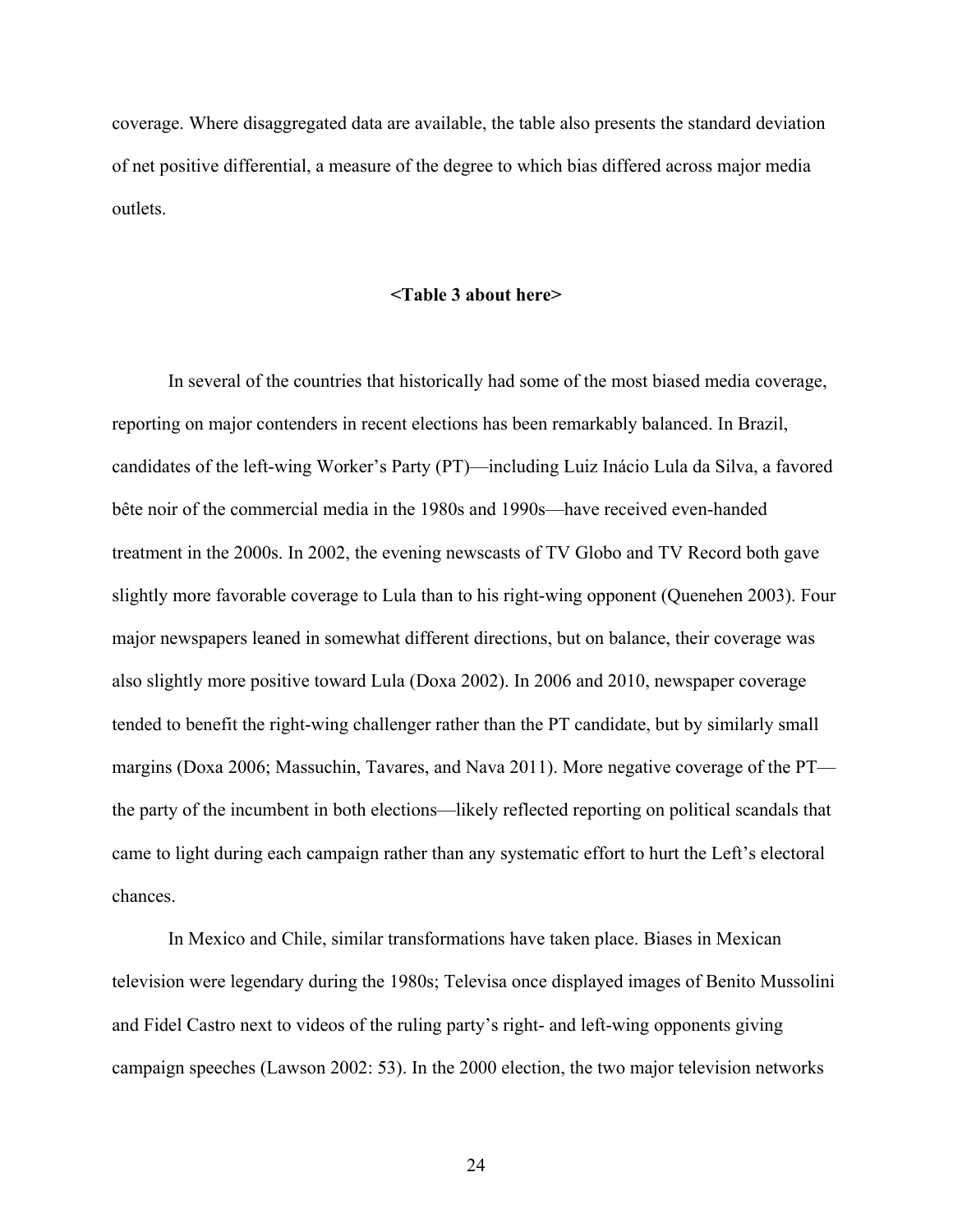coverage. Where disaggregated data are available, the table also presents the standard deviation of net positive differential, a measure of the degree to which bias differed across major media outlets.

**<Table 3 about here>**

In several of the countries that historically had some of the most biased media coverage, reporting on major contenders in recent elections has been remarkably balanced. In Brazil, candidates of the left-wing Worker's Party (PT)—including Luiz Inácio Lula da Silva, a favored bête noir of the commercial media in the 1980s and 1990s—have received even-handed treatment in the 2000s. In 2002, the evening newscasts of TV Globo and TV Record both gave slightly more favorable coverage to Lula than to his right-wing opponent (Quenehen 2003). Four major newspapers leaned in somewhat different directions, but on balance, their coverage was also slightly more positive toward Lula (Doxa 2002). In 2006 and 2010, newspaper coverage tended to benefit the right-wing challenger rather than the PT candidate, but by similarly small margins (Doxa 2006; Massuchin, Tavares, and Nava 2011). More negative coverage of the PT—the party of the incumbent in both elections—likely reflected reporting on political scandals that came to light during each campaign rather than any systematic effort to hurt the Left's electoral chances.

In Mexico and Chile, similar transformations have taken place. Biases in Mexican television were legendary during the 1980s; Televisa once displayed images of Benito Mussolini and Fidel Castro next to videos of the ruling party's right- and left-wing opponents giving campaign speeches (Lawson 2002: 53). In the 2000 election, the two major television networks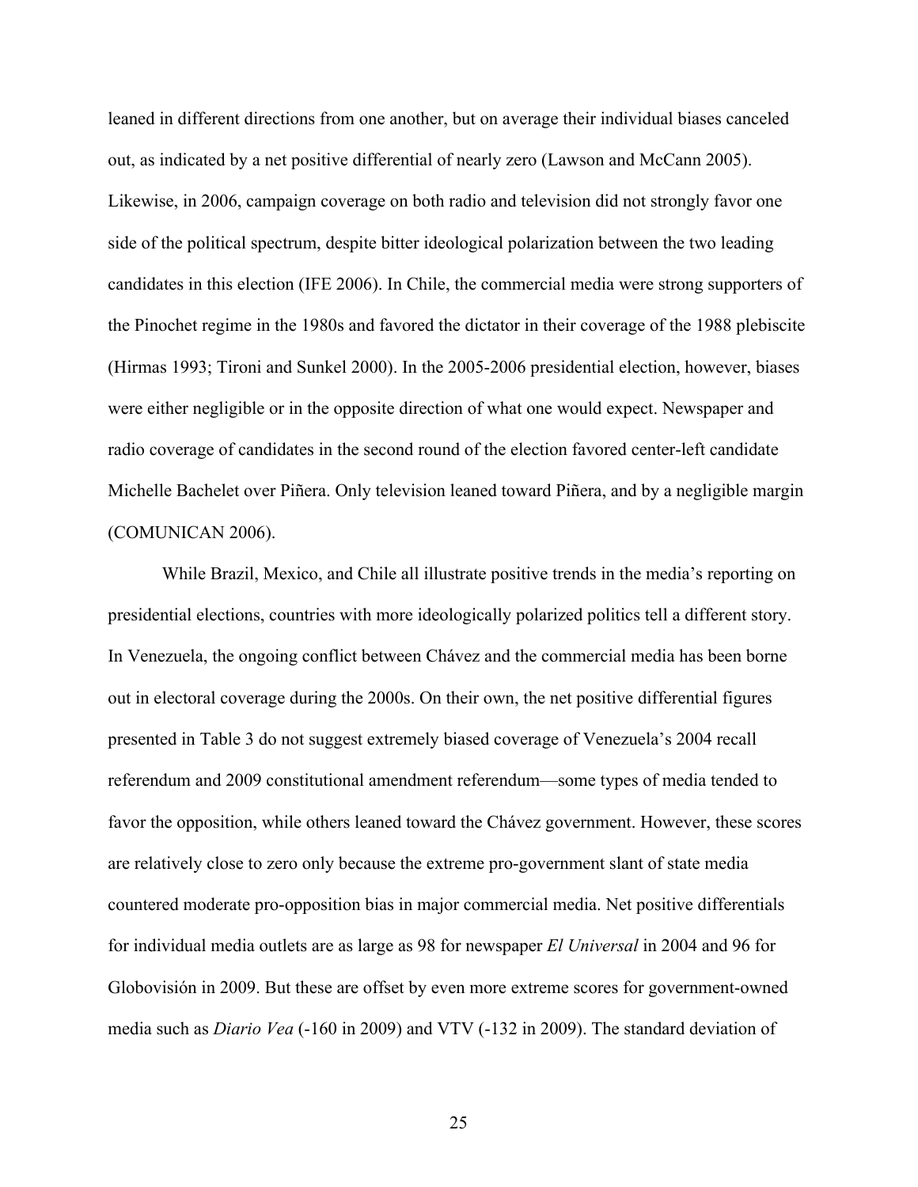leaned in different directions from one another, but on average their individual biases canceled out, as indicated by a net positive differential of nearly zero (Lawson and McCann 2005). Likewise, in 2006, campaign coverage on both radio and television did not strongly favor one side of the political spectrum, despite bitter ideological polarization between the two leading candidates in this election (IFE 2006). In Chile, the commercial media were strong supporters of the Pinochet regime in the 1980s and favored the dictator in their coverage of the 1988 plebiscite (Hirmas 1993; Tironi and Sunkel 2000). In the 2005-2006 presidential election, however, biases were either negligible or in the opposite direction of what one would expect. Newspaper and radio coverage of candidates in the second round of the election favored center-left candidate Michelle Bachelet over Piñera. Only television leaned toward Piñera, and by a negligible margin (COMUNICAN 2006).

While Brazil, Mexico, and Chile all illustrate positive trends in the media's reporting on presidential elections, countries with more ideologically polarized politics tell a different story. In Venezuela, the ongoing conflict between Chávez and the commercial media has been borne out in electoral coverage during the 2000s. On their own, the net positive differential figures presented in Table 3 do not suggest extremely biased coverage of Venezuela's 2004 recall referendum and 2009 constitutional amendment referendum—some types of media tended to favor the opposition, while others leaned toward the Chávez government. However, these scores are relatively close to zero only because the extreme pro-government slant of state media countered moderate pro-opposition bias in major commercial media. Net positive differentials for individual media outlets are as large as 98 for newspaper *El Universal* in 2004 and 96 for Globovisión in 2009. But these are offset by even more extreme scores for government-owned media such as *Diario Vea* (-160 in 2009) and VTV (-132 in 2009). The standard deviation of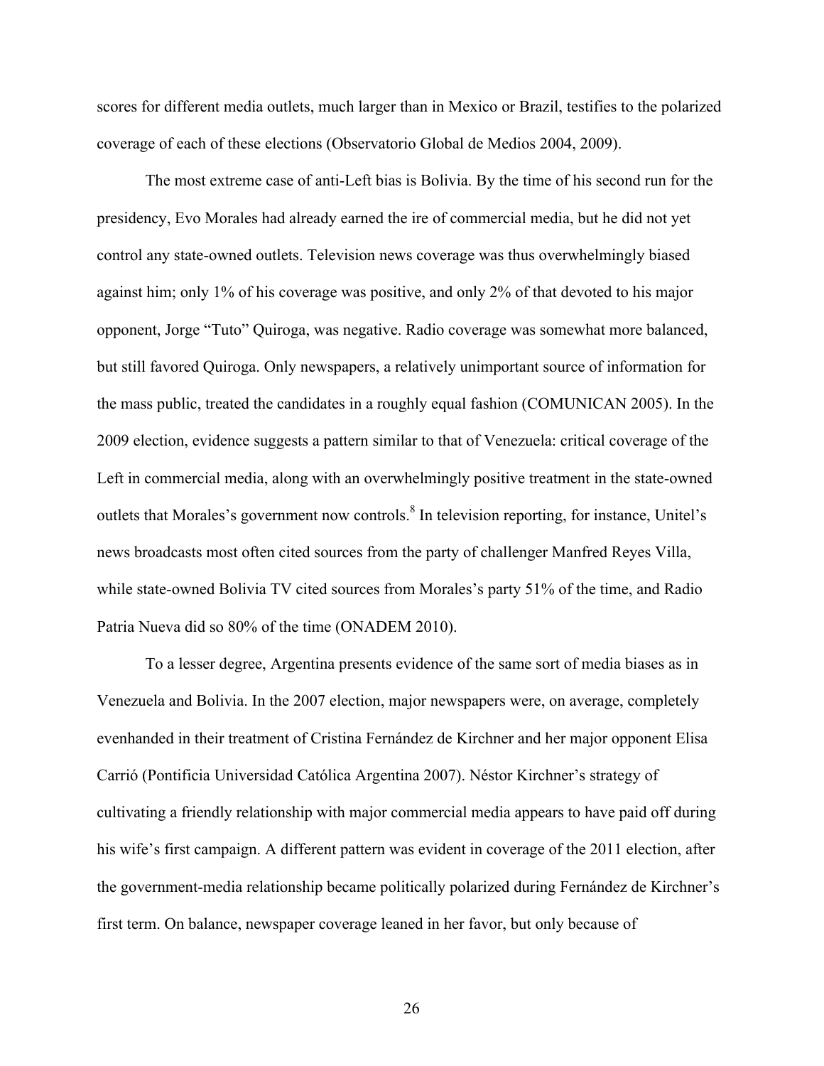scores for different media outlets, much larger than in Mexico or Brazil, testifies to the polarized coverage of each of these elections (Observatorio Global de Medios 2004, 2009).

The most extreme case of anti-Left bias is Bolivia. By the time of his second run for the presidency, Evo Morales had already earned the ire of commercial media, but he did not yet control any state-owned outlets. Television news coverage was thus overwhelmingly biased against him; only 1% of his coverage was positive, and only 2% of that devoted to his major opponent, Jorge "Tuto" Quiroga, was negative. Radio coverage was somewhat more balanced, but still favored Quiroga. Only newspapers, a relatively unimportant source of information for the mass public, treated the candidates in a roughly equal fashion (COMUNICAN 2005). In the 2009 election, evidence suggests a pattern similar to that of Venezuela: critical coverage of the Left in commercial media, along with an overwhelmingly positive treatment in the state-owned outlets that Morales's government now controls.[8] In television reporting, for instance, Unitel's news broadcasts most often cited sources from the party of challenger Manfred Reyes Villa, while state-owned Bolivia TV cited sources from Morales's party 51% of the time, and Radio Patria Nueva did so 80% of the time (ONADEM 2010).

To a lesser degree, Argentina presents evidence of the same sort of media biases as in Venezuela and Bolivia. In the 2007 election, major newspapers were, on average, completely evenhanded in their treatment of Cristina Fernández de Kirchner and her major opponent Elisa Carrió (Pontificia Universidad Católica Argentina 2007). Néstor Kirchner's strategy of cultivating a friendly relationship with major commercial media appears to have paid off during his wife's first campaign. A different pattern was evident in coverage of the 2011 election, after the government-media relationship became politically polarized during Fernández de Kirchner's first term. On balance, newspaper coverage leaned in her favor, but only because of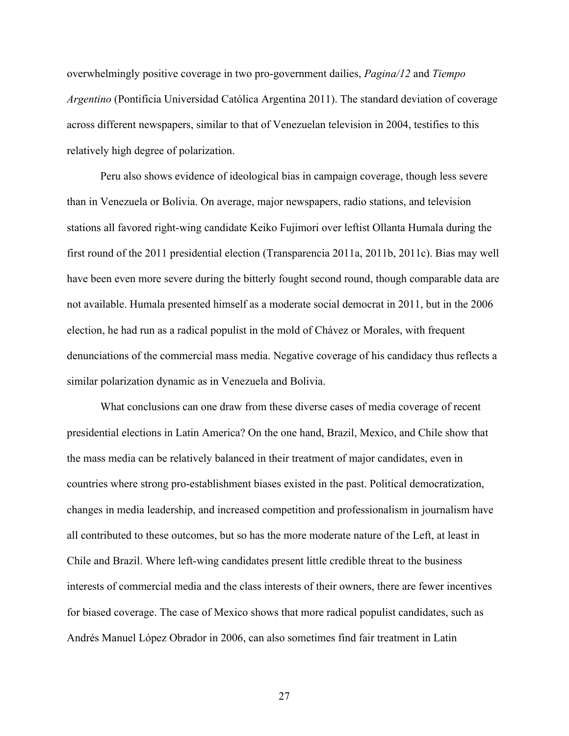overwhelmingly positive coverage in two pro-government dailies, *Pagina/12* and *Tiempo Argentino* (Pontificia Universidad Católica Argentina 2011). The standard deviation of coverage across different newspapers, similar to that of Venezuelan television in 2004, testifies to this relatively high degree of polarization.

Peru also shows evidence of ideological bias in campaign coverage, though less severe than in Venezuela or Bolivia. On average, major newspapers, radio stations, and television stations all favored right-wing candidate Keiko Fujimori over leftist Ollanta Humala during the first round of the 2011 presidential election (Transparencia 2011a, 2011b, 2011c). Bias may well have been even more severe during the bitterly fought second round, though comparable data are not available. Humala presented himself as a moderate social democrat in 2011, but in the 2006 election, he had run as a radical populist in the mold of Chávez or Morales, with frequent denunciations of the commercial mass media. Negative coverage of his candidacy thus reflects a similar polarization dynamic as in Venezuela and Bolivia.

What conclusions can one draw from these diverse cases of media coverage of recent presidential elections in Latin America? On the one hand, Brazil, Mexico, and Chile show that the mass media can be relatively balanced in their treatment of major candidates, even in countries where strong pro-establishment biases existed in the past. Political democratization, changes in media leadership, and increased competition and professionalism in journalism have all contributed to these outcomes, but so has the more moderate nature of the Left, at least in Chile and Brazil. Where left-wing candidates present little credible threat to the business interests of commercial media and the class interests of their owners, there are fewer incentives for biased coverage. The case of Mexico shows that more radical populist candidates, such as Andrés Manuel López Obrador in 2006, can also sometimes find fair treatment in Latin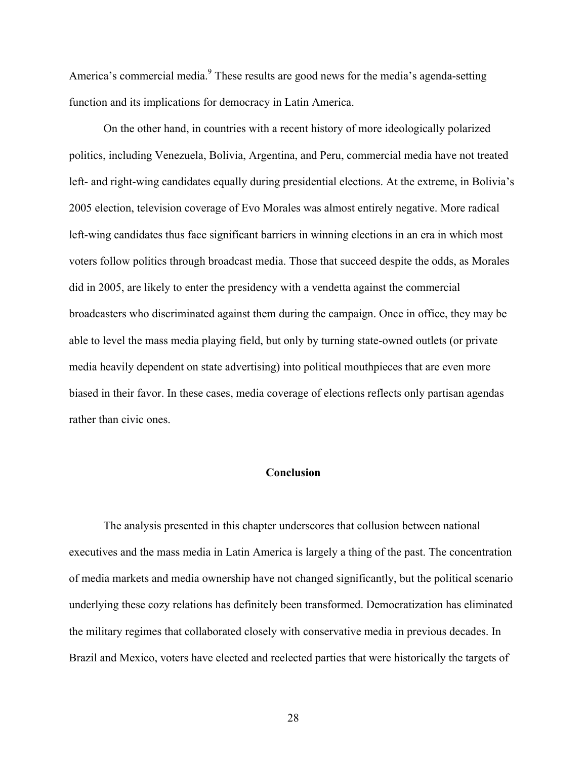America's commercial media.[9] These results are good news for the media's agenda-setting function and its implications for democracy in Latin America.

On the other hand, in countries with a recent history of more ideologically polarized politics, including Venezuela, Bolivia, Argentina, and Peru, commercial media have not treated left- and right-wing candidates equally during presidential elections. At the extreme, in Bolivia's 2005 election, television coverage of Evo Morales was almost entirely negative. More radical left-wing candidates thus face significant barriers in winning elections in an era in which most voters follow politics through broadcast media. Those that succeed despite the odds, as Morales did in 2005, are likely to enter the presidency with a vendetta against the commercial broadcasters who discriminated against them during the campaign. Once in office, they may be able to level the mass media playing field, but only by turning state-owned outlets (or private media heavily dependent on state advertising) into political mouthpieces that are even more biased in their favor. In these cases, media coverage of elections reflects only partisan agendas rather than civic ones.

## Conclusion

The analysis presented in this chapter underscores that collusion between national executives and the mass media in Latin America is largely a thing of the past. The concentration of media markets and media ownership have not changed significantly, but the political scenario underlying these cozy relations has definitely been transformed. Democratization has eliminated the military regimes that collaborated closely with conservative media in previous decades. In Brazil and Mexico, voters have elected and reelected parties that were historically the targets of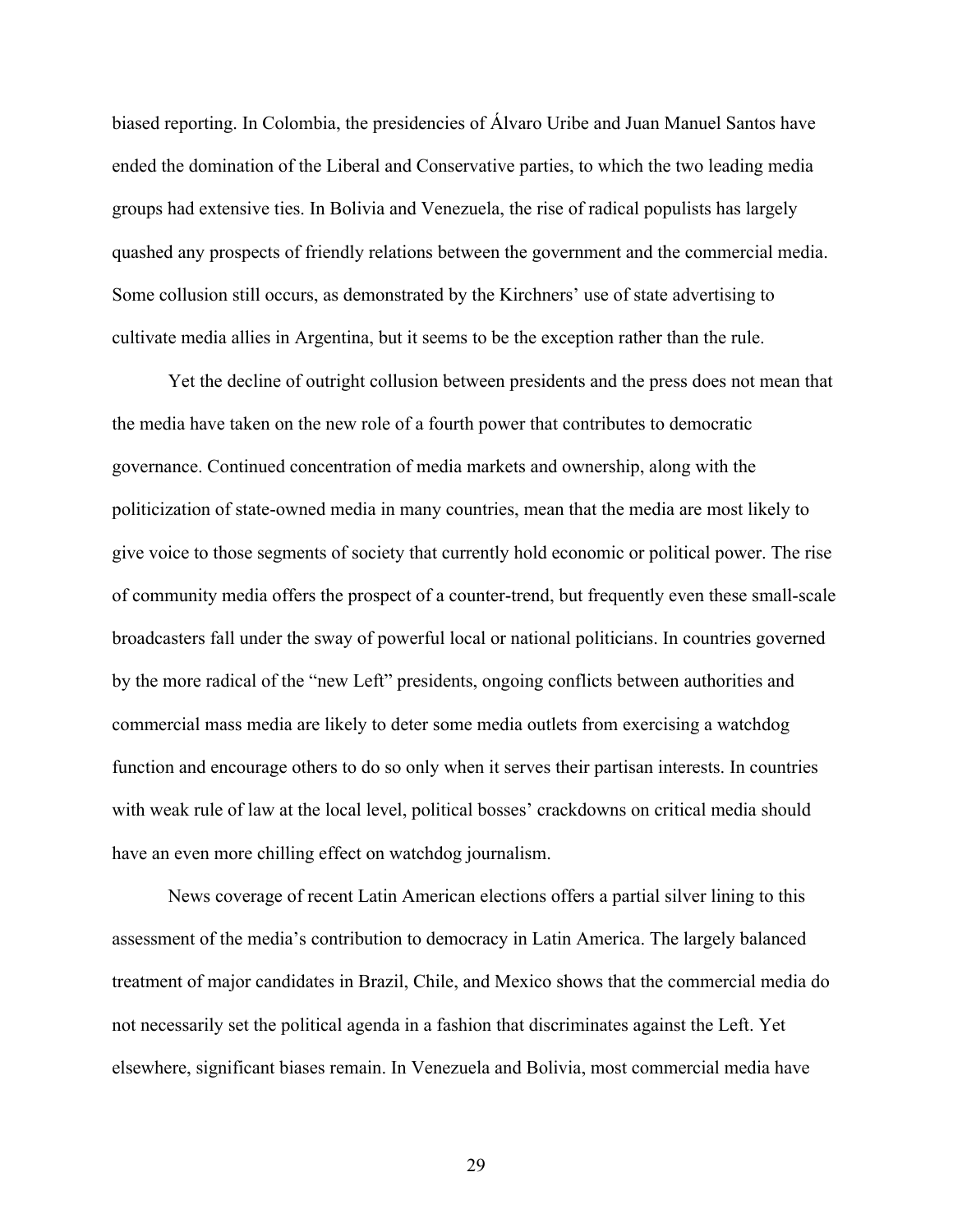biased reporting. In Colombia, the presidencies of Álvaro Uribe and Juan Manuel Santos have ended the domination of the Liberal and Conservative parties, to which the two leading media groups had extensive ties. In Bolivia and Venezuela, the rise of radical populists has largely quashed any prospects of friendly relations between the government and the commercial media. Some collusion still occurs, as demonstrated by the Kirchners' use of state advertising to cultivate media allies in Argentina, but it seems to be the exception rather than the rule.

Yet the decline of outright collusion between presidents and the press does not mean that the media have taken on the new role of a fourth power that contributes to democratic governance. Continued concentration of media markets and ownership, along with the politicization of state-owned media in many countries, mean that the media are most likely to give voice to those segments of society that currently hold economic or political power. The rise of community media offers the prospect of a counter-trend, but frequently even these small-scale broadcasters fall under the sway of powerful local or national politicians. In countries governed by the more radical of the "new Left" presidents, ongoing conflicts between authorities and commercial mass media are likely to deter some media outlets from exercising a watchdog function and encourage others to do so only when it serves their partisan interests. In countries with weak rule of law at the local level, political bosses' crackdowns on critical media should have an even more chilling effect on watchdog journalism.

News coverage of recent Latin American elections offers a partial silver lining to this assessment of the media's contribution to democracy in Latin America. The largely balanced treatment of major candidates in Brazil, Chile, and Mexico shows that the commercial media do not necessarily set the political agenda in a fashion that discriminates against the Left. Yet elsewhere, significant biases remain. In Venezuela and Bolivia, most commercial media have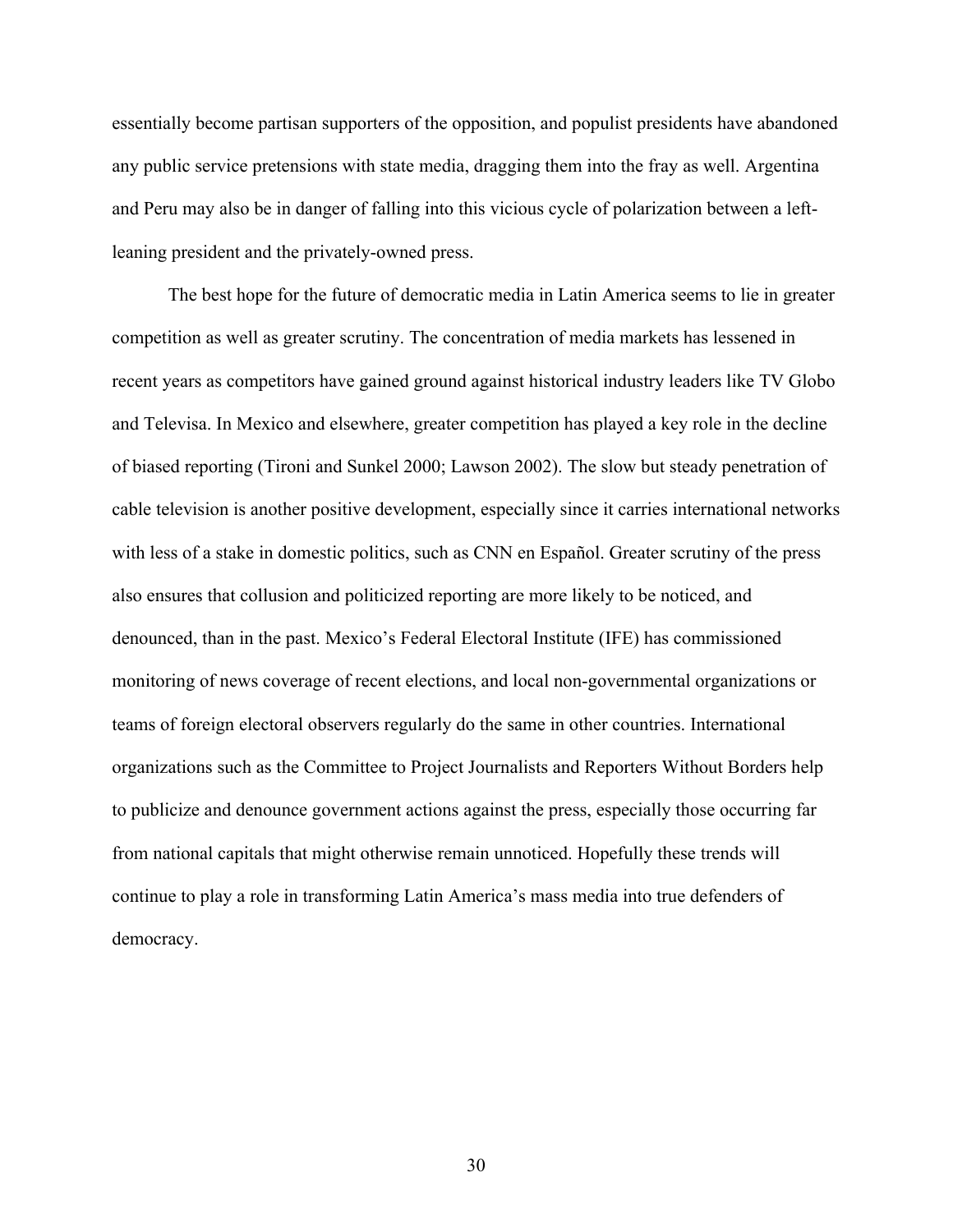essentially become partisan supporters of the opposition, and populist presidents have abandoned any public service pretensions with state media, dragging them into the fray as well. Argentina and Peru may also be in danger of falling into this vicious cycle of polarization between a left-leaning president and the privately-owned press.

The best hope for the future of democratic media in Latin America seems to lie in greater competition as well as greater scrutiny. The concentration of media markets has lessened in recent years as competitors have gained ground against historical industry leaders like TV Globo and Televisa. In Mexico and elsewhere, greater competition has played a key role in the decline of biased reporting (Tironi and Sunkel 2000; Lawson 2002). The slow but steady penetration of cable television is another positive development, especially since it carries international networks with less of a stake in domestic politics, such as CNN en Español. Greater scrutiny of the press also ensures that collusion and politicized reporting are more likely to be noticed, and denounced, than in the past. Mexico's Federal Electoral Institute (IFE) has commissioned monitoring of news coverage of recent elections, and local non-governmental organizations or teams of foreign electoral observers regularly do the same in other countries. International organizations such as the Committee to Project Journalists and Reporters Without Borders help to publicize and denounce government actions against the press, especially those occurring far from national capitals that might otherwise remain unnoticed. Hopefully these trends will continue to play a role in transforming Latin America's mass media into true defenders of democracy.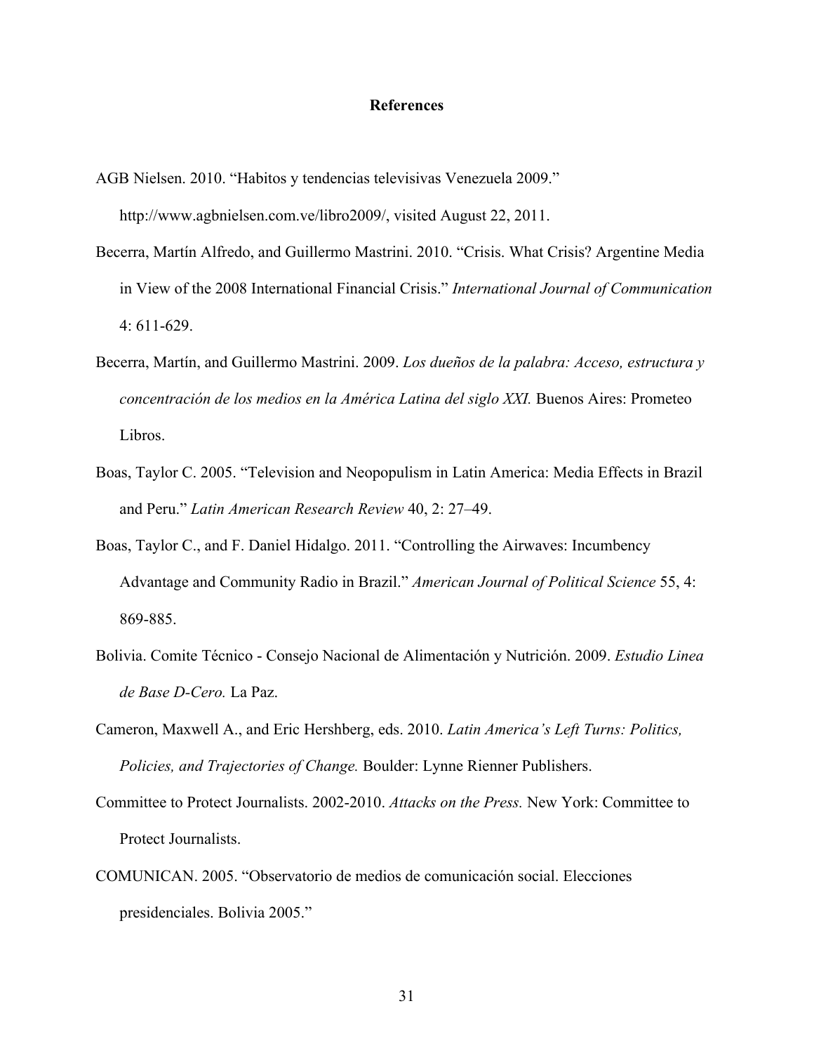## References

AGB Nielsen. 2010. "Habitos y tendencias televisivas Venezuela 2009." http://www.agbnielsen.com.ve/libro2009/, visited August 22, 2011.

Becerra, Martín Alfredo, and Guillermo Mastrini. 2010. "Crisis. What Crisis? Argentine Media in View of the 2008 International Financial Crisis." *International Journal of Communication* 4: 611-629.

Becerra, Martín, and Guillermo Mastrini. 2009. *Los dueños de la palabra: Acceso, estructura y concentración de los medios en la América Latina del siglo XXI.* Buenos Aires: Prometeo Libros.

Boas, Taylor C. 2005. "Television and Neopopulism in Latin America: Media Effects in Brazil and Peru." *Latin American Research Review* 40, 2: 27–49.

Boas, Taylor C., and F. Daniel Hidalgo. 2011. "Controlling the Airwaves: Incumbency Advantage and Community Radio in Brazil." *American Journal of Political Science* 55, 4: 869-885.

Bolivia. Comite Técnico - Consejo Nacional de Alimentación y Nutrición. 2009. *Estudio Linea de Base D-Cero.* La Paz.

Cameron, Maxwell A., and Eric Hershberg, eds. 2010. *Latin America's Left Turns: Politics, Policies, and Trajectories of Change.* Boulder: Lynne Rienner Publishers.

Committee to Protect Journalists. 2002-2010. *Attacks on the Press.* New York: Committee to Protect Journalists.

COMUNICAN. 2005. "Observatorio de medios de comunicación social. Elecciones presidenciales. Bolivia 2005."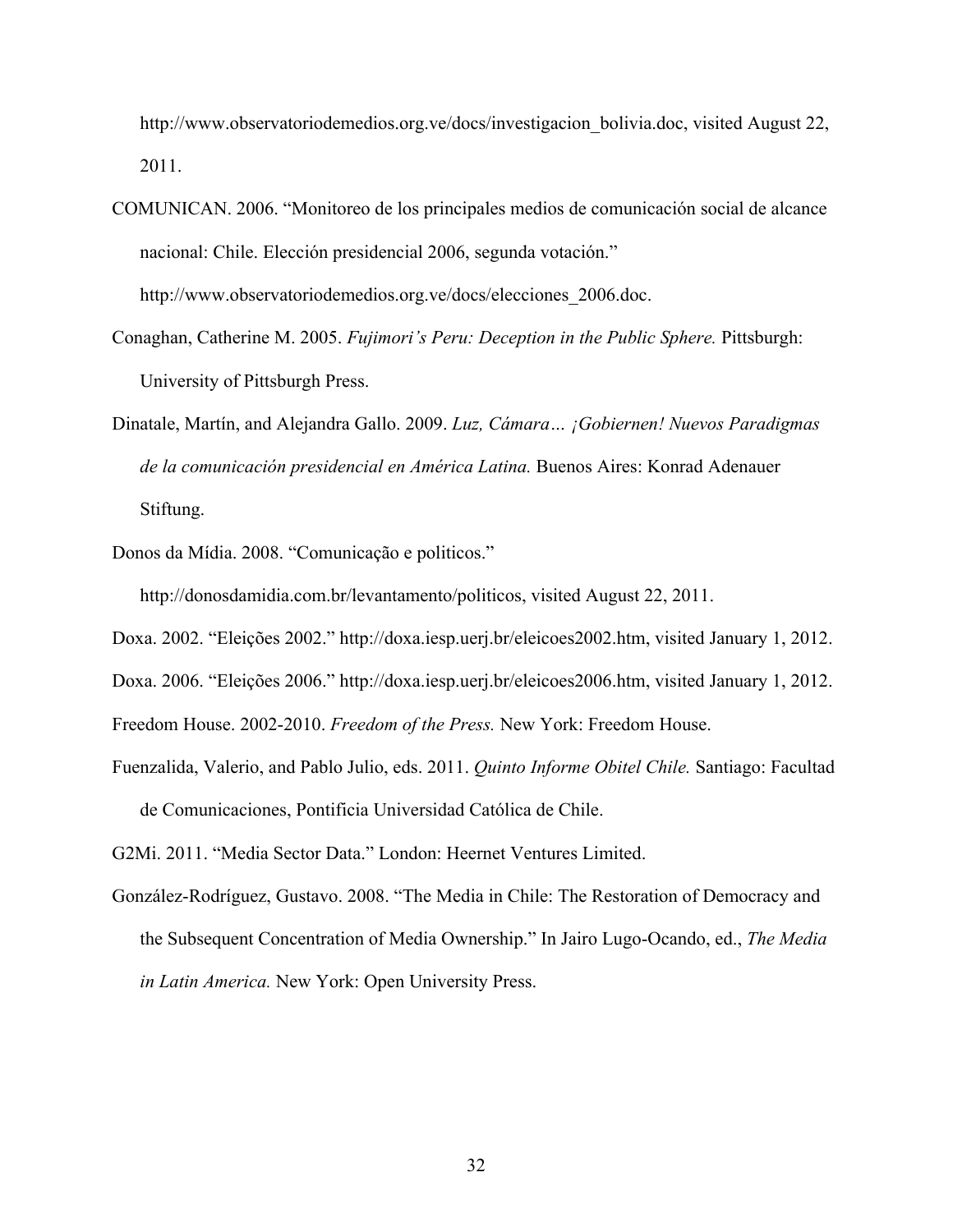http://www.observatoriodemedios.org.ve/docs/investigacion_bolivia.doc, visited August 22, 2011.

COMUNICAN. 2006. "Monitoreo de los principales medios de comunicación social de alcance nacional: Chile. Elección presidencial 2006, segunda votación." http://www.observatoriodemedios.org.ve/docs/elecciones_2006.doc.

Conaghan, Catherine M. 2005. *Fujimori's Peru: Deception in the Public Sphere.* Pittsburgh: University of Pittsburgh Press.

Dinatale, Martín, and Alejandra Gallo. 2009. *Luz, Cámara… ¡Gobiernen! Nuevos Paradigmas de la comunicación presidencial en América Latina.* Buenos Aires: Konrad Adenauer Stiftung.

Donos da Mídia. 2008. "Comunicação e politicos." http://donosdamidia.com.br/levantamento/politicos, visited August 22, 2011.

Doxa. 2002. "Eleições 2002." http://doxa.iesp.uerj.br/eleicoes2002.htm, visited January 1, 2012.

Doxa. 2006. "Eleições 2006." http://doxa.iesp.uerj.br/eleicoes2006.htm, visited January 1, 2012.

Freedom House. 2002-2010. *Freedom of the Press.* New York: Freedom House.

Fuenzalida, Valerio, and Pablo Julio, eds. 2011. *Quinto Informe Obitel Chile.* Santiago: Facultad de Comunicaciones, Pontificia Universidad Católica de Chile.

G2Mi. 2011. "Media Sector Data." London: Heernet Ventures Limited.

González-Rodríguez, Gustavo. 2008. "The Media in Chile: The Restoration of Democracy and the Subsequent Concentration of Media Ownership." In Jairo Lugo-Ocando, ed., *The Media in Latin America.* New York: Open University Press.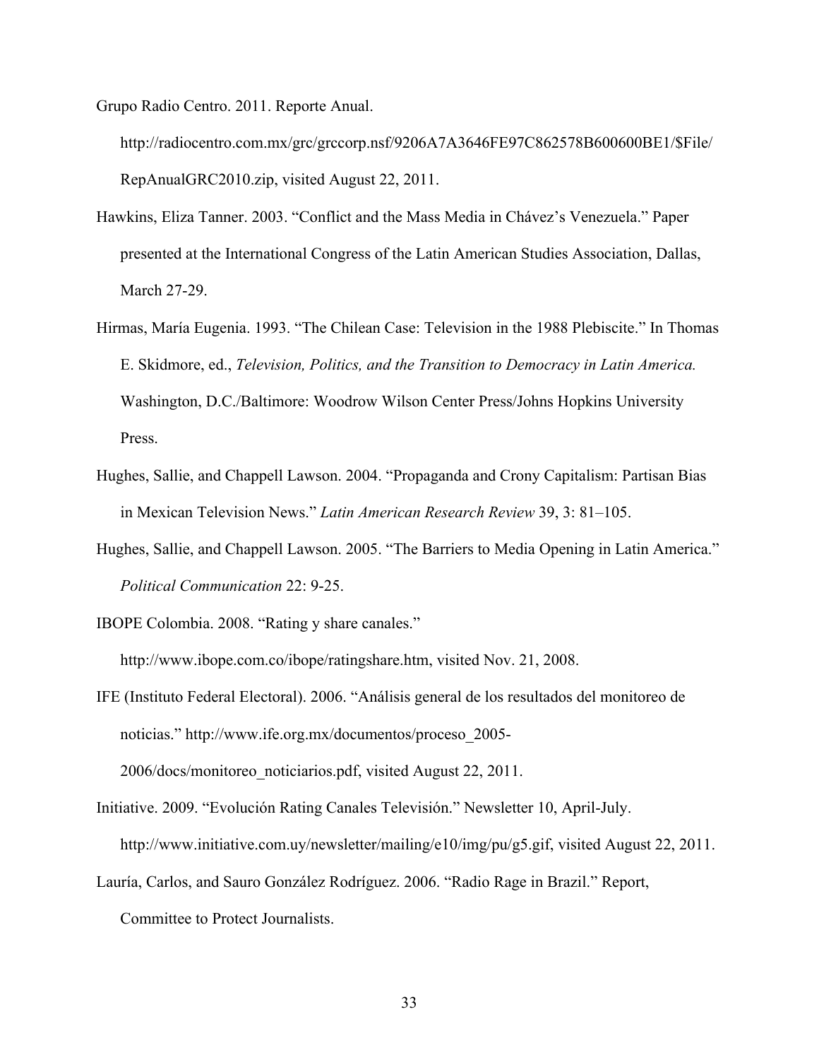Grupo Radio Centro. 2011. Reporte Anual. http://radiocentro.com.mx/grc/grccorp.nsf/9206A7A3646FE97C862578B600600BE1/$File/RepAnualGRC2010.zip, visited August 22, 2011.

Hawkins, Eliza Tanner. 2003. "Conflict and the Mass Media in Chávez's Venezuela." Paper presented at the International Congress of the Latin American Studies Association, Dallas, March 27-29.

Hirmas, María Eugenia. 1993. "The Chilean Case: Television in the 1988 Plebiscite." In Thomas E. Skidmore, ed., *Television, Politics, and the Transition to Democracy in Latin America.* Washington, D.C./Baltimore: Woodrow Wilson Center Press/Johns Hopkins University Press.

Hughes, Sallie, and Chappell Lawson. 2004. "Propaganda and Crony Capitalism: Partisan Bias in Mexican Television News." *Latin American Research Review* 39, 3: 81–105.

Hughes, Sallie, and Chappell Lawson. 2005. "The Barriers to Media Opening in Latin America." *Political Communication* 22: 9-25.

IBOPE Colombia. 2008. "Rating y share canales." http://www.ibope.com.co/ibope/ratingshare.htm, visited Nov. 21, 2008.

IFE (Instituto Federal Electoral). 2006. "Análisis general de los resultados del monitoreo de noticias." http://www.ife.org.mx/documentos/proceso_2005-2006/docs/monitoreo_noticiarios.pdf, visited August 22, 2011.

Initiative. 2009. "Evolución Rating Canales Televisión." Newsletter 10, April-July. http://www.initiative.com.uy/newsletter/mailing/e10/img/pu/g5.gif, visited August 22, 2011.

Lauría, Carlos, and Sauro González Rodríguez. 2006. "Radio Rage in Brazil." Report, Committee to Protect Journalists.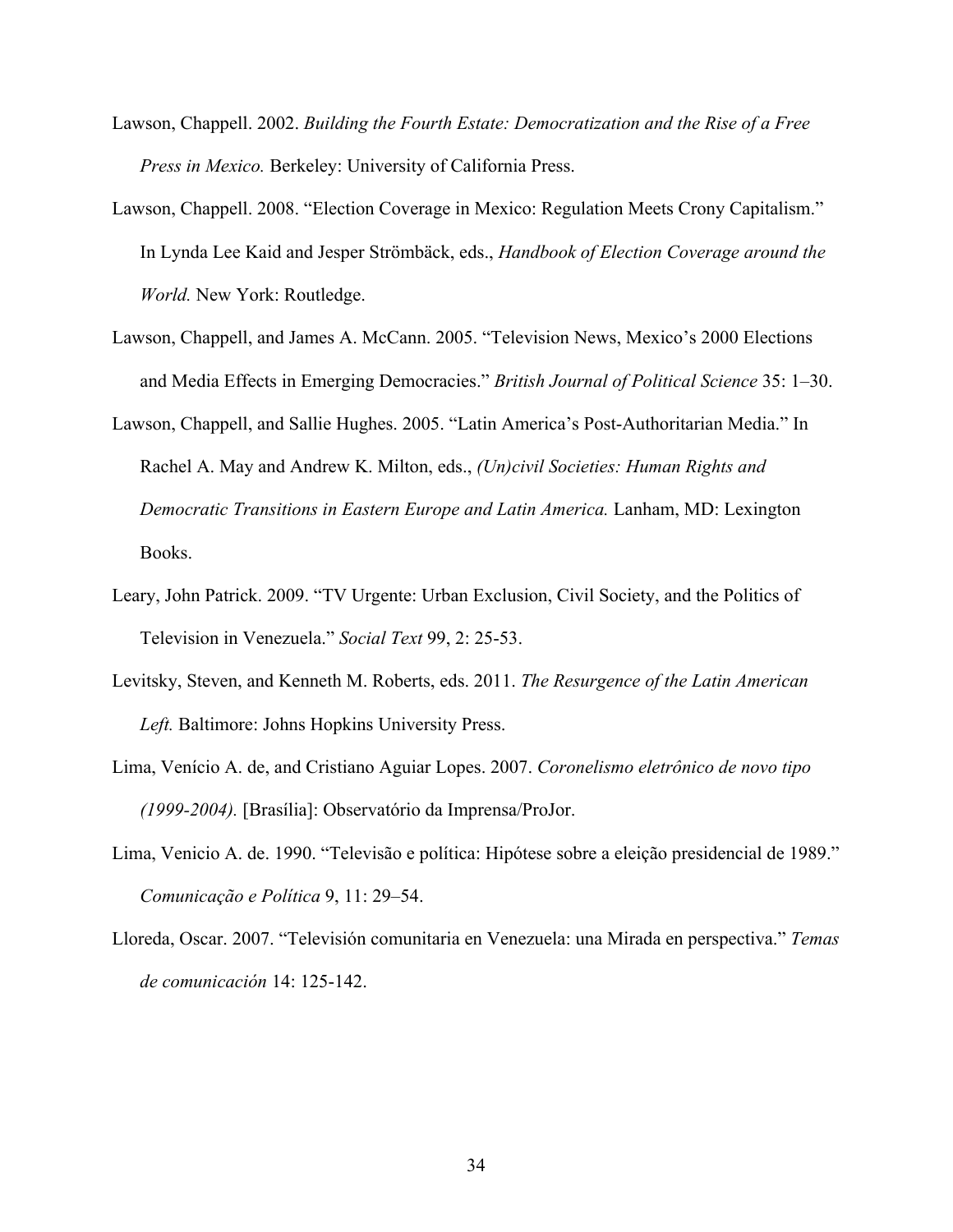Lawson, Chappell. 2002. *Building the Fourth Estate: Democratization and the Rise of a Free Press in Mexico.* Berkeley: University of California Press.

Lawson, Chappell. 2008. "Election Coverage in Mexico: Regulation Meets Crony Capitalism." In Lynda Lee Kaid and Jesper Strömbäck, eds., *Handbook of Election Coverage around the World.* New York: Routledge.

Lawson, Chappell, and James A. McCann. 2005. "Television News, Mexico's 2000 Elections and Media Effects in Emerging Democracies." *British Journal of Political Science* 35: 1–30.

Lawson, Chappell, and Sallie Hughes. 2005. "Latin America's Post-Authoritarian Media." In Rachel A. May and Andrew K. Milton, eds., *(Un)civil Societies: Human Rights and Democratic Transitions in Eastern Europe and Latin America.* Lanham, MD: Lexington Books.

Leary, John Patrick. 2009. "TV Urgente: Urban Exclusion, Civil Society, and the Politics of Television in Venezuela." *Social Text* 99, 2: 25-53.

Levitsky, Steven, and Kenneth M. Roberts, eds. 2011. *The Resurgence of the Latin American Left.* Baltimore: Johns Hopkins University Press.

Lima, Venício A. de, and Cristiano Aguiar Lopes. 2007. *Coronelismo eletrônico de novo tipo (1999-2004).* [Brasília]: Observatório da Imprensa/ProJor.

Lima, Venicio A. de. 1990. "Televisão e política: Hipótese sobre a eleição presidencial de 1989." *Comunicação e Política* 9, 11: 29–54.

Lloreda, Oscar. 2007. "Televisión comunitaria en Venezuela: una Mirada en perspectiva." *Temas de comunicación* 14: 125-142.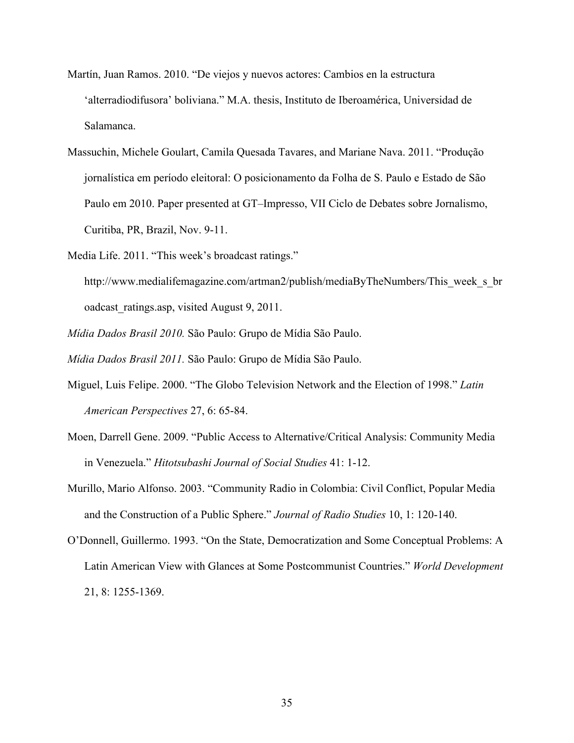Martín, Juan Ramos. 2010. “De viejos y nuevos actores: Cambios en la estructura ‘alterradiodifusora’ boliviana.” M.A. thesis, Instituto de Iberoamérica, Universidad de Salamanca.

Massuchin, Michele Goulart, Camila Quesada Tavares, and Mariane Nava. 2011. “Produção jornalística em período eleitoral: O posicionamento da Folha de S. Paulo e Estado de São Paulo em 2010. Paper presented at GT–Impresso, VII Ciclo de Debates sobre Jornalismo, Curitiba, PR, Brazil, Nov. 9-11.

Media Life. 2011. “This week’s broadcast ratings.” http://www.medialifemagazine.com/artman2/publish/mediaByTheNumbers/This_week_s_broadcast_ratings.asp, visited August 9, 2011.

*Mídia Dados Brasil 2010.* São Paulo: Grupo de Mídia São Paulo.

*Mídia Dados Brasil 2011.* São Paulo: Grupo de Mídia São Paulo.

Miguel, Luis Felipe. 2000. “The Globo Television Network and the Election of 1998.” *Latin American Perspectives* 27, 6: 65-84.

Moen, Darrell Gene. 2009. “Public Access to Alternative/Critical Analysis: Community Media in Venezuela.” *Hitotsubashi Journal of Social Studies* 41: 1-12.

Murillo, Mario Alfonso. 2003. “Community Radio in Colombia: Civil Conflict, Popular Media and the Construction of a Public Sphere.” *Journal of Radio Studies* 10, 1: 120-140.

O’Donnell, Guillermo. 1993. “On the State, Democratization and Some Conceptual Problems: A Latin American View with Glances at Some Postcommunist Countries.” *World Development* 21, 8: 1255-1369.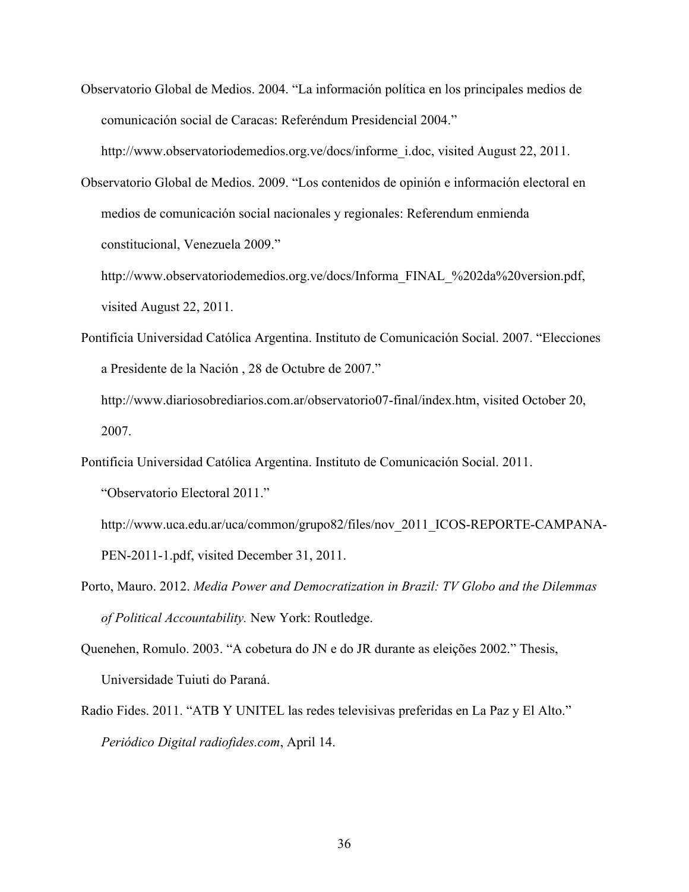Observatorio Global de Medios. 2004. "La información política en los principales medios de comunicación social de Caracas: Referéndum Presidencial 2004." http://www.observatoriodemedios.org.ve/docs/informe_i.doc, visited August 22, 2011.

Observatorio Global de Medios. 2009. "Los contenidos de opinión e información electoral en medios de comunicación social nacionales y regionales: Referendum enmienda constitucional, Venezuela 2009." http://www.observatoriodemedios.org.ve/docs/Informa_FINAL_%202da%20version.pdf, visited August 22, 2011.

Pontificia Universidad Católica Argentina. Instituto de Comunicación Social. 2007. "Elecciones a Presidente de la Nación , 28 de Octubre de 2007." http://www.diariosobrediarios.com.ar/observatorio07-final/index.htm, visited October 20, 2007.

Pontificia Universidad Católica Argentina. Instituto de Comunicación Social. 2011. "Observatorio Electoral 2011." http://www.uca.edu.ar/uca/common/grupo82/files/nov_2011_ICOS-REPORTE-CAMPANA-PEN-2011-1.pdf, visited December 31, 2011.

Porto, Mauro. 2012. *Media Power and Democratization in Brazil: TV Globo and the Dilemmas of Political Accountability.* New York: Routledge.

Quenehen, Romulo. 2003. "A cobetura do JN e do JR durante as eleições 2002." Thesis, Universidade Tuiuti do Paraná.

Radio Fides. 2011. "ATB Y UNITEL las redes televisivas preferidas en La Paz y El Alto." *Periódico Digital radiofides.com*, April 14.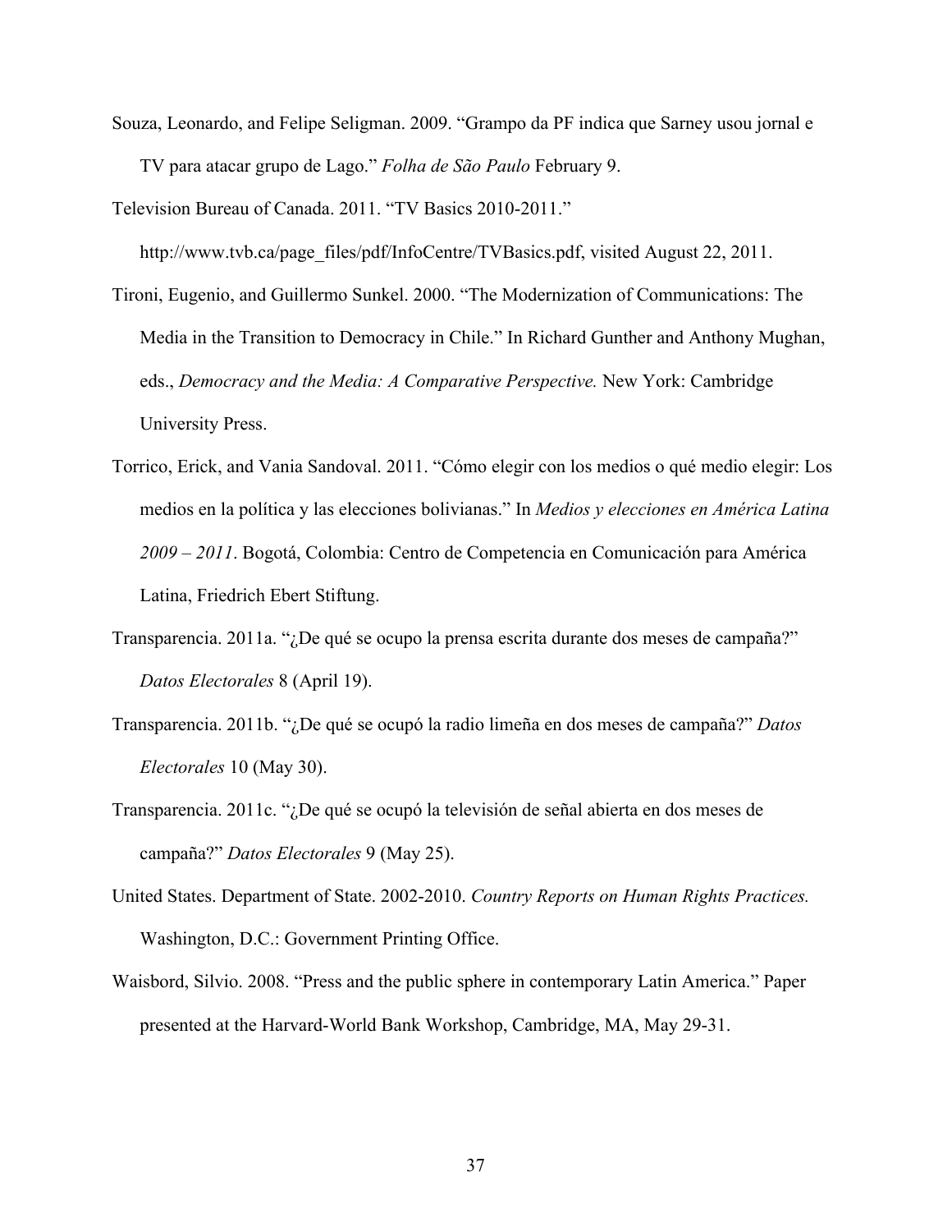Souza, Leonardo, and Felipe Seligman. 2009. "Grampo da PF indica que Sarney usou jornal e TV para atacar grupo de Lago." *Folha de São Paulo* February 9.

Television Bureau of Canada. 2011. "TV Basics 2010-2011." http://www.tvb.ca/page_files/pdf/InfoCentre/TVBasics.pdf, visited August 22, 2011.

Tironi, Eugenio, and Guillermo Sunkel. 2000. "The Modernization of Communications: The Media in the Transition to Democracy in Chile." In Richard Gunther and Anthony Mughan, eds., *Democracy and the Media: A Comparative Perspective.* New York: Cambridge University Press.

Torrico, Erick, and Vania Sandoval. 2011. "Cómo elegir con los medios o qué medio elegir: Los medios en la política y las elecciones bolivianas." In *Medios y elecciones en América Latina 2009 – 2011*. Bogotá, Colombia: Centro de Competencia en Comunicación para América Latina, Friedrich Ebert Stiftung.

Transparencia. 2011a. "¿De qué se ocupo la prensa escrita durante dos meses de campaña?" *Datos Electorales* 8 (April 19).

Transparencia. 2011b. "¿De qué se ocupó la radio limeña en dos meses de campaña?" *Datos Electorales* 10 (May 30).

Transparencia. 2011c. "¿De qué se ocupó la televisión de señal abierta en dos meses de campaña?" *Datos Electorales* 9 (May 25).

United States. Department of State. 2002-2010. *Country Reports on Human Rights Practices.* Washington, D.C.: Government Printing Office.

Waisbord, Silvio. 2008. "Press and the public sphere in contemporary Latin America." Paper presented at the Harvard-World Bank Workshop, Cambridge, MA, May 29-31.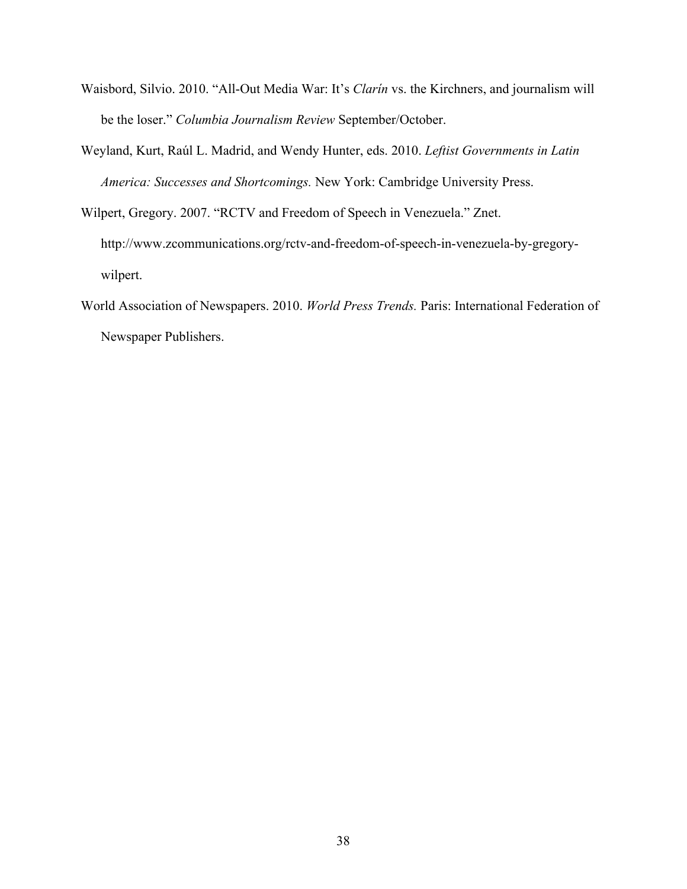Waisbord, Silvio. 2010. "All-Out Media War: It's *Clarín* vs. the Kirchners, and journalism will be the loser." *Columbia Journalism Review* September/October.

Weyland, Kurt, Raúl L. Madrid, and Wendy Hunter, eds. 2010. *Leftist Governments in Latin America: Successes and Shortcomings.* New York: Cambridge University Press.

Wilpert, Gregory. 2007. "RCTV and Freedom of Speech in Venezuela." Znet. http://www.zcommunications.org/rctv-and-freedom-of-speech-in-venezuela-by-gregory-wilpert.

World Association of Newspapers. 2010. *World Press Trends.* Paris: International Federation of Newspaper Publishers.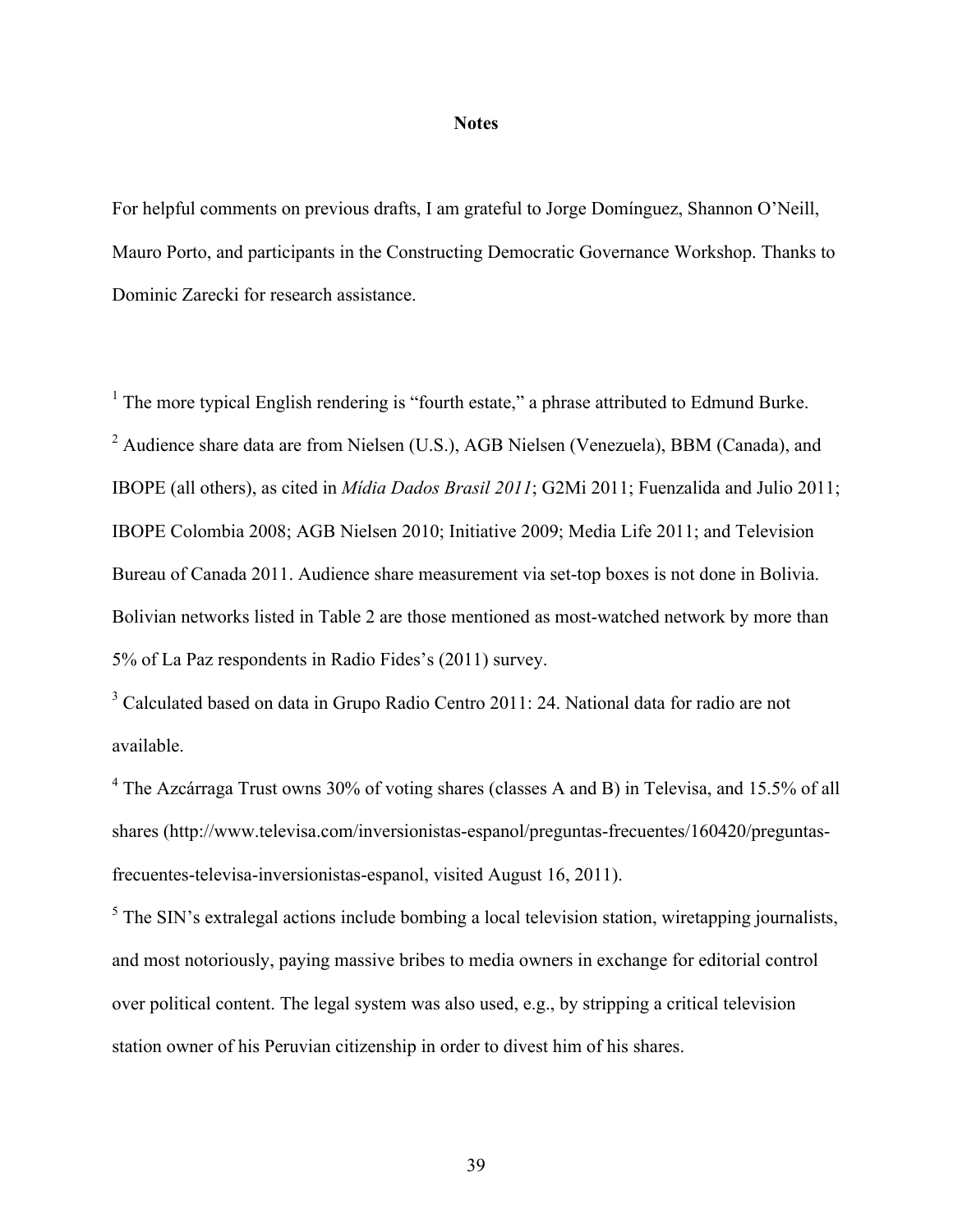# Notes

For helpful comments on previous drafts, I am grateful to Jorge Domínguez, Shannon O'Neill, Mauro Porto, and participants in the Constructing Democratic Governance Workshop. Thanks to Dominic Zarecki for research assistance.

[1] The more typical English rendering is "fourth estate," a phrase attributed to Edmund Burke.

[2] Audience share data are from Nielsen (U.S.), AGB Nielsen (Venezuela), BBM (Canada), and IBOPE (all others), as cited in *Mídia Dados Brasil 2011*; G2Mi 2011; Fuenzalida and Julio 2011; IBOPE Colombia 2008; AGB Nielsen 2010; Initiative 2009; Media Life 2011; and Television Bureau of Canada 2011. Audience share measurement via set-top boxes is not done in Bolivia. Bolivian networks listed in Table 2 are those mentioned as most-watched network by more than 5% of La Paz respondents in Radio Fides's (2011) survey.

[3] Calculated based on data in Grupo Radio Centro 2011: 24. National data for radio are not available.

[4] The Azcárraga Trust owns 30% of voting shares (classes A and B) in Televisa, and 15.5% of all shares (http://www.televisa.com/inversionistas-espanol/preguntas-frecuentes/160420/preguntas-frecuentes-televisa-inversionistas-espanol, visited August 16, 2011).

[5] The SIN's extralegal actions include bombing a local television station, wiretapping journalists, and most notoriously, paying massive bribes to media owners in exchange for editorial control over political content. The legal system was also used, e.g., by stripping a critical television station owner of his Peruvian citizenship in order to divest him of his shares.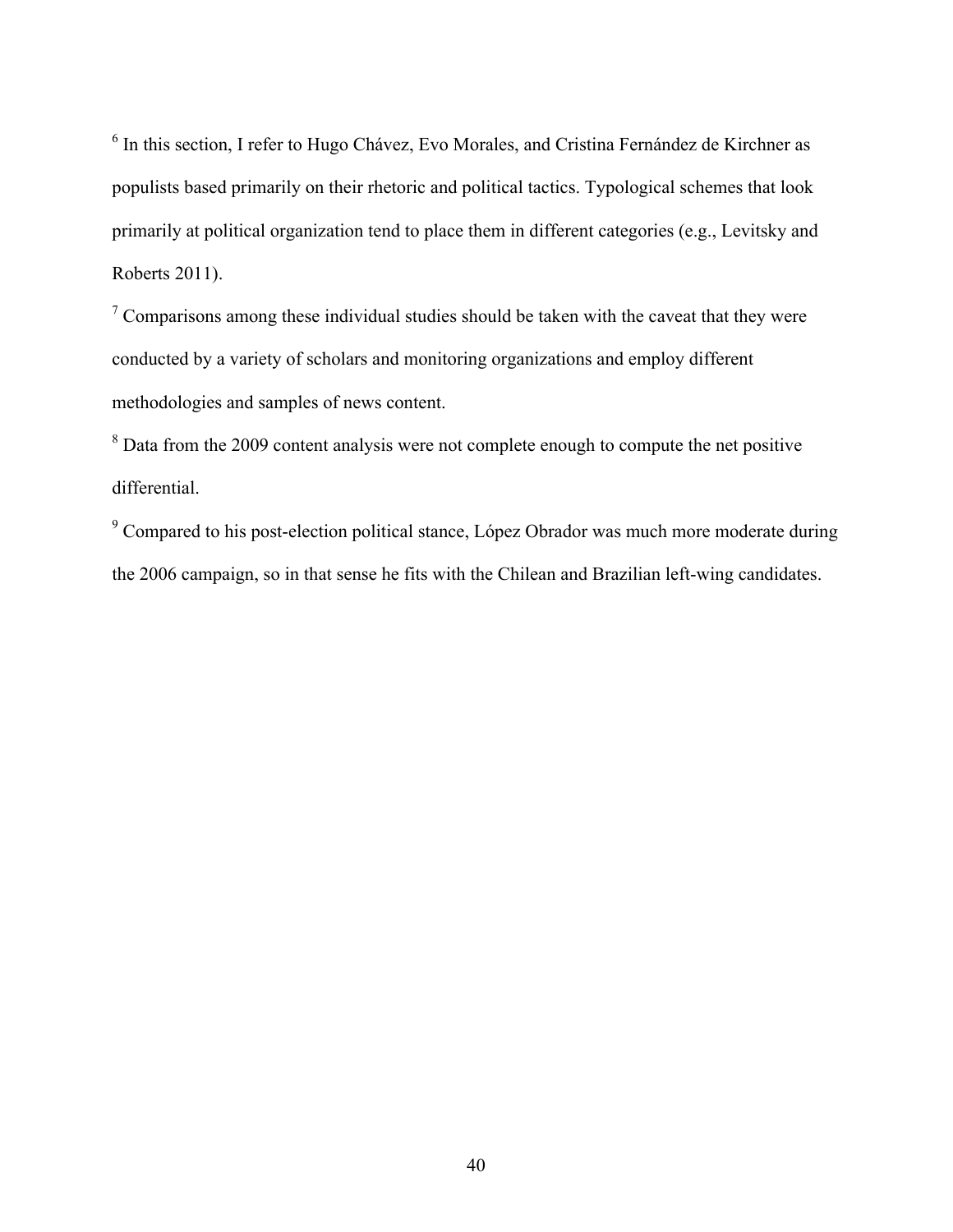[6] In this section, I refer to Hugo Chávez, Evo Morales, and Cristina Fernández de Kirchner as populists based primarily on their rhetoric and political tactics. Typological schemes that look primarily at political organization tend to place them in different categories (e.g., Levitsky and Roberts 2011).

[7] Comparisons among these individual studies should be taken with the caveat that they were conducted by a variety of scholars and monitoring organizations and employ different methodologies and samples of news content.

[8] Data from the 2009 content analysis were not complete enough to compute the net positive differential.

[9] Compared to his post-election political stance, López Obrador was much more moderate during the 2006 campaign, so in that sense he fits with the Chilean and Brazilian left-wing candidates.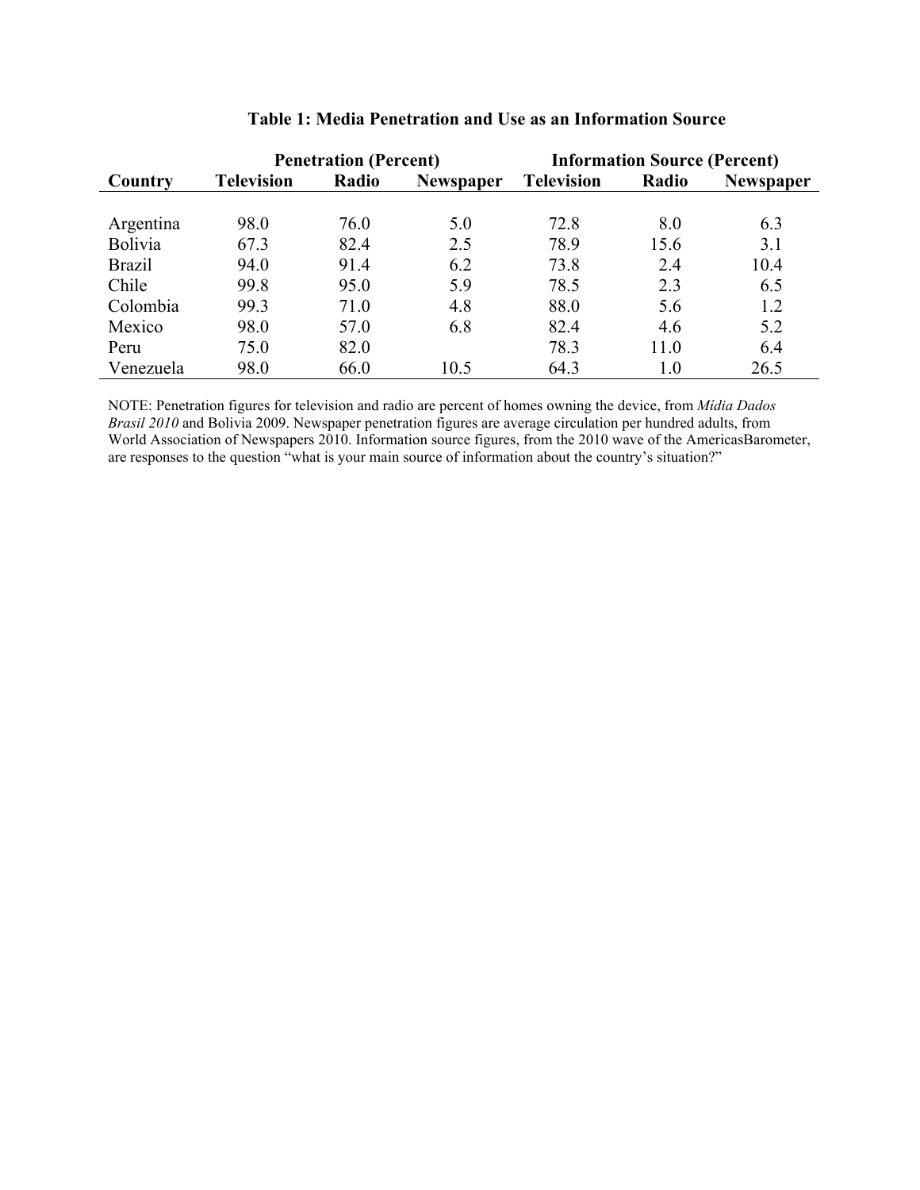**Table 1: Media Penetration and Use as an Information Source**

| | Penetration (Percent) | | | Information Source (Percent) | | |
|---|---|---|---|---|---|---|
| **Country** | **Television** | **Radio** | **Newspaper** | **Television** | **Radio** | **Newspaper** |
| Argentina | 98.0 | 76.0 | 5.0 | 72.8 | 8.0 | 6.3 |
| Bolivia | 67.3 | 82.4 | 2.5 | 78.9 | 15.6 | 3.1 |
| Brazil | 94.0 | 91.4 | 6.2 | 73.8 | 2.4 | 10.4 |
| Chile | 99.8 | 95.0 | 5.9 | 78.5 | 2.3 | 6.5 |
| Colombia | 99.3 | 71.0 | 4.8 | 88.0 | 5.6 | 1.2 |
| Mexico | 98.0 | 57.0 | 6.8 | 82.4 | 4.6 | 5.2 |
| Peru | 75.0 | 82.0 | | 78.3 | 11.0 | 6.4 |
| Venezuela | 98.0 | 66.0 | 10.5 | 64.3 | 1.0 | 26.5 |

NOTE: Penetration figures for television and radio are percent of homes owning the device, from *Mídia Dados Brasil 2010* and Bolivia 2009. Newspaper penetration figures are average circulation per hundred adults, from World Association of Newspapers 2010. Information source figures, from the 2010 wave of the AmericasBarometer, are responses to the question "what is your main source of information about the country's situation?"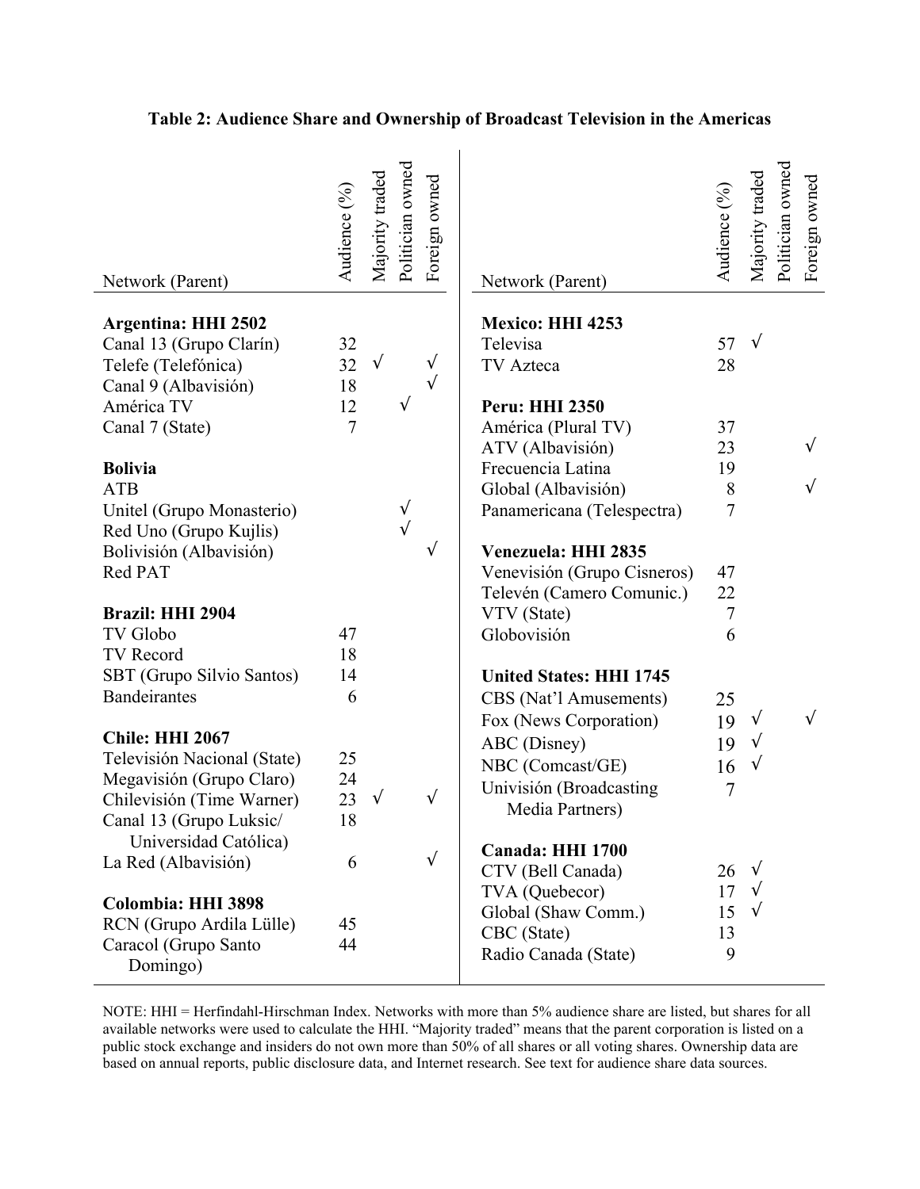**Table 2: Audience Share and Ownership of Broadcast Television in the Americas**

| Network (Parent) | Audience (%) | Majority traded | Politician owned | Foreign owned |
|---|---|---|---|---|
| **Argentina: HHI 2502** | | | | |
| Canal 13 (Grupo Clarín) | 32 | | | |
| Telefe (Telefónica) | 32 | √ | | √ |
| Canal 9 (Albavisión) | 18 | | | √ |
| América TV | 12 | | √ | |
| Canal 7 (State) | 7 | | | |
| **Bolivia** | | | | |
| ATB | | | | |
| Unitel (Grupo Monasterio) | | | √ | |
| Red Uno (Grupo Kujlis) | | | √ | |
| Bolivisión (Albavisión) | | | | √ |
| Red PAT | | | | |
| **Brazil: HHI 2904** | | | | |
| TV Globo | 47 | | | |
| TV Record | 18 | | | |
| SBT (Grupo Silvio Santos) | 14 | | | |
| Bandeirantes | 6 | | | |
| **Chile: HHI 2067** | | | | |
| Televisión Nacional (State) | 25 | | | |
| Megavisión (Grupo Claro) | 24 | | | |
| Chilevisión (Time Warner) | 23 | √ | | √ |
| Canal 13 (Grupo Luksic/ Universidad Católica) | 18 | | | |
| La Red (Albavisión) | 6 | | | √ |
| **Colombia: HHI 3898** | | | | |
| RCN (Grupo Ardila Lülle) | 45 | | | |
| Caracol (Grupo Santo Domingo) | 44 | | | |
| **Mexico: HHI 4253** | | | | |
| Televisa | 57 | √ | | |
| TV Azteca | 28 | | | |
| **Peru: HHI 2350** | | | | |
| América (Plural TV) | 37 | | | |
| ATV (Albavisión) | 23 | | | √ |
| Frecuencia Latina | 19 | | | |
| Global (Albavisión) | 8 | | | √ |
| Panamericana (Telespectra) | 7 | | | |
| **Venezuela: HHI 2835** | | | | |
| Venevisión (Grupo Cisneros) | 47 | | | |
| Televén (Camero Comunic.) | 22 | | | |
| VTV (State) | 7 | | | |
| Globovisión | 6 | | | |
| **United States: HHI 1745** | | | | |
| CBS (Nat'l Amusements) | 25 | | | |
| Fox (News Corporation) | 19 | √ | | √ |
| ABC (Disney) | 19 | √ | | |
| NBC (Comcast/GE) | 16 | √ | | |
| Univisión (Broadcasting Media Partners) | 7 | | | |
| **Canada: HHI 1700** | | | | |
| CTV (Bell Canada) | 26 | √ | | |
| TVA (Quebecor) | 17 | √ | | |
| Global (Shaw Comm.) | 15 | √ | | |
| CBC (State) | 13 | | | |
| Radio Canada (State) | 9 | | | |

NOTE: HHI = Herfindahl-Hirschman Index. Networks with more than 5% audience share are listed, but shares for all available networks were used to calculate the HHI. "Majority traded" means that the parent corporation is listed on a public stock exchange and insiders do not own more than 50% of all shares or all voting shares. Ownership data are based on annual reports, public disclosure data, and Internet research. See text for audience share data sources.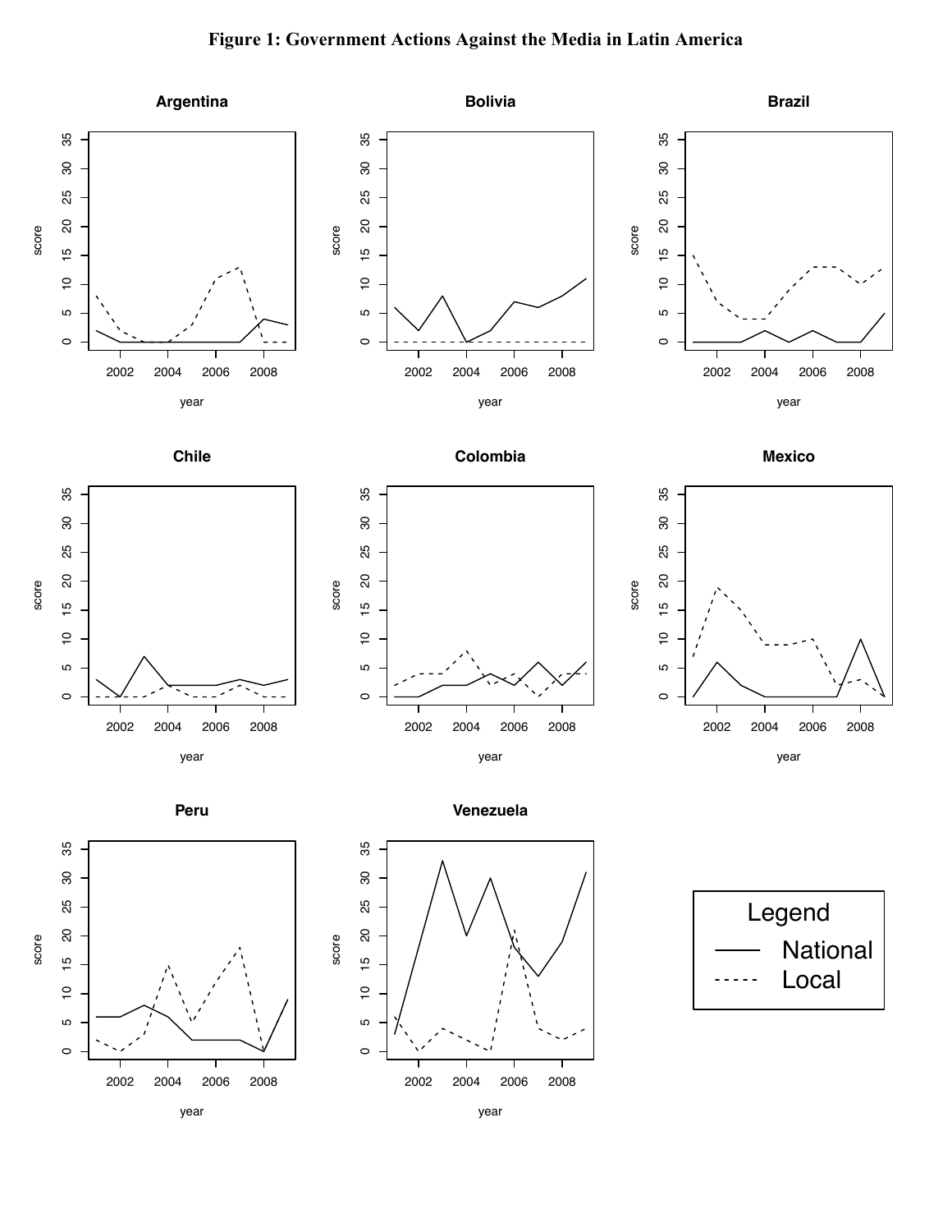**Figure 1: Government Actions Against the Media in Latin America**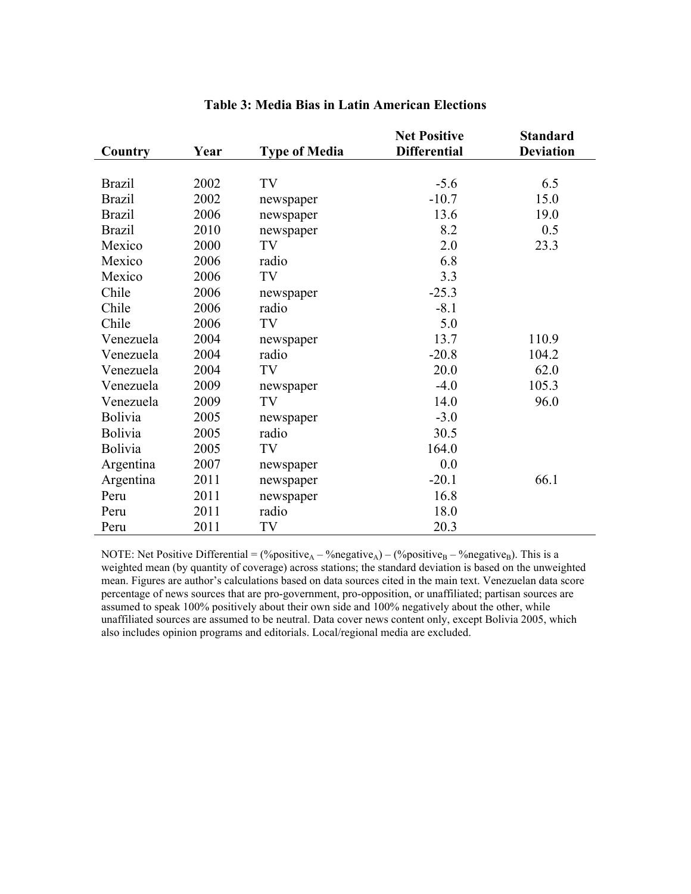**Table 3: Media Bias in Latin American Elections**

| Country | Year | Type of Media | Net Positive Differential | Standard Deviation |
|---|---|---|---|---|
| Brazil | 2002 | TV | -5.6 | 6.5 |
| Brazil | 2002 | newspaper | -10.7 | 15.0 |
| Brazil | 2006 | newspaper | 13.6 | 19.0 |
| Brazil | 2010 | newspaper | 8.2 | 0.5 |
| Mexico | 2000 | TV | 2.0 | 23.3 |
| Mexico | 2006 | radio | 6.8 | |
| Mexico | 2006 | TV | 3.3 | |
| Chile | 2006 | newspaper | -25.3 | |
| Chile | 2006 | radio | -8.1 | |
| Chile | 2006 | TV | 5.0 | |
| Venezuela | 2004 | newspaper | 13.7 | 110.9 |
| Venezuela | 2004 | radio | -20.8 | 104.2 |
| Venezuela | 2004 | TV | 20.0 | 62.0 |
| Venezuela | 2009 | newspaper | -4.0 | 105.3 |
| Venezuela | 2009 | TV | 14.0 | 96.0 |
| Bolivia | 2005 | newspaper | -3.0 | |
| Bolivia | 2005 | radio | 30.5 | |
| Bolivia | 2005 | TV | 164.0 | |
| Argentina | 2007 | newspaper | 0.0 | |
| Argentina | 2011 | newspaper | -20.1 | 66.1 |
| Peru | 2011 | newspaper | 16.8 | |
| Peru | 2011 | radio | 18.0 | |
| Peru | 2011 | TV | 20.3 | |

NOTE: Net Positive Differential = ($\%positive_A - \%negative_A$) – ($\%positive_B - \%negative_B$). This is a weighted mean (by quantity of coverage) across stations; the standard deviation is based on the unweighted mean. Figures are author's calculations based on data sources cited in the main text. Venezuelan data score percentage of news sources that are pro-government, pro-opposition, or unaffiliated; partisan sources are assumed to speak 100% positively about their own side and 100% negatively about the other, while unaffiliated sources are assumed to be neutral. Data cover news content only, except Bolivia 2005, which also includes opinion programs and editorials. Local/regional media are excluded.